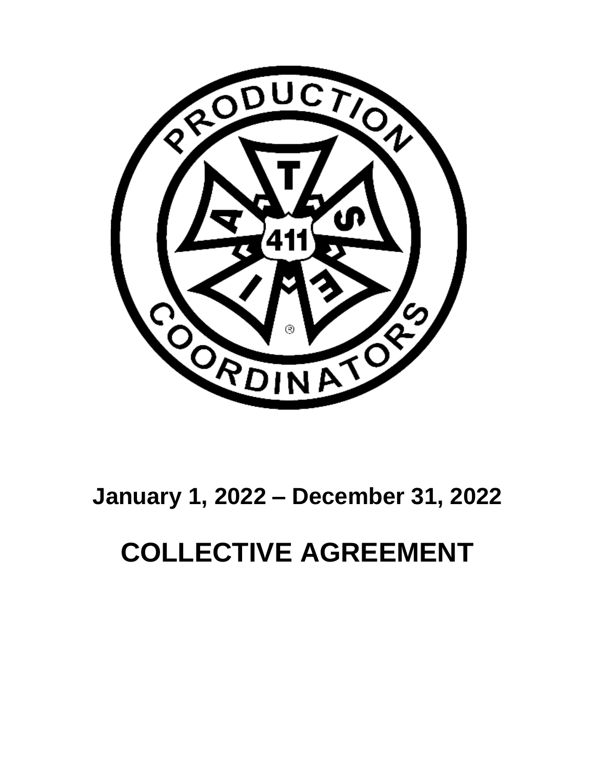January 1, 2022 – December 31, 2022

# COLLECTIVE AGREEMENT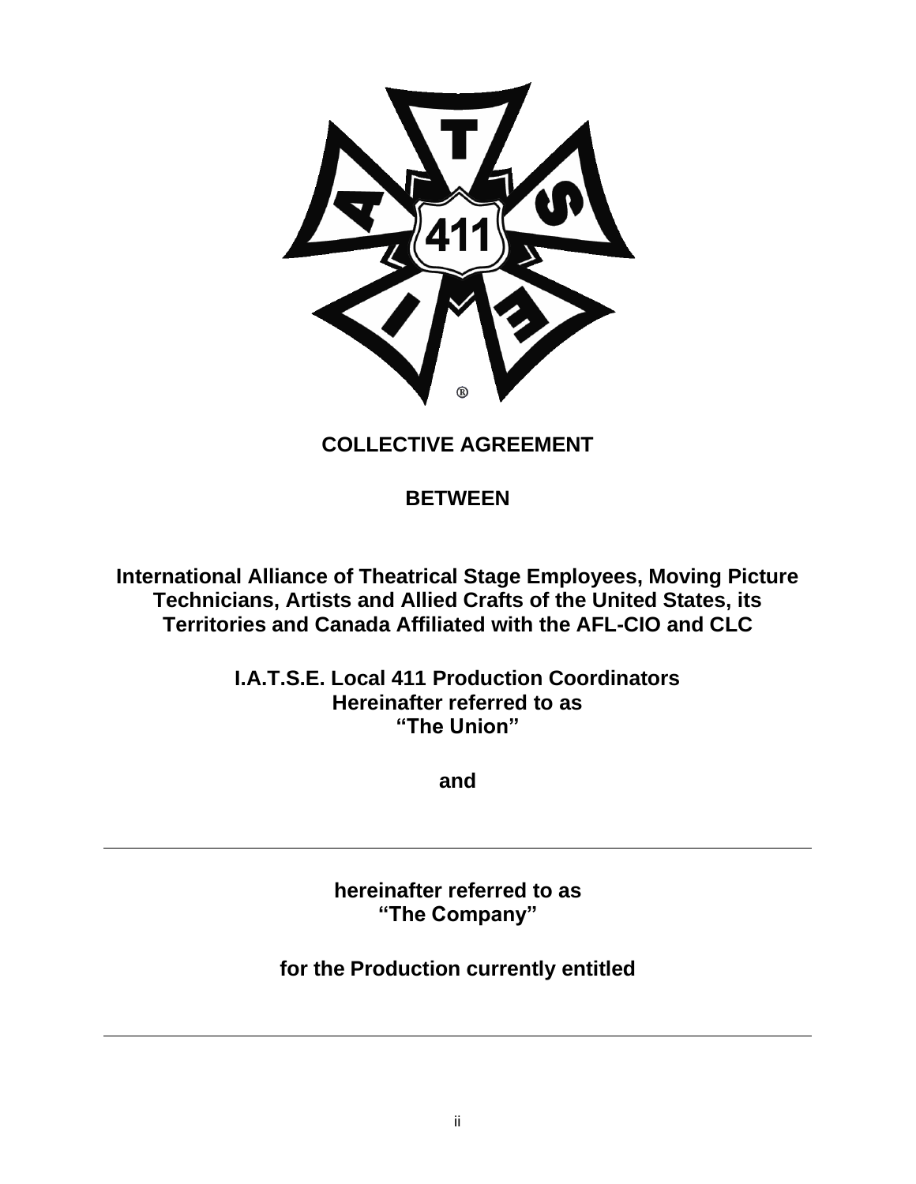# COLLECTIVE AGREEMENT

## BETWEEN

**International Alliance of Theatrical Stage Employees, Moving Picture Technicians, Artists and Allied Crafts of the United States, its Territories and Canada Affiliated with the AFL-CIO and CLC**

**I.A.T.S.E. Local 411 Production Coordinators**
**Hereinafter referred to as**
**"The Union"**

**and**

---

**hereinafter referred to as**
**"The Company"**

**for the Production currently entitled**

---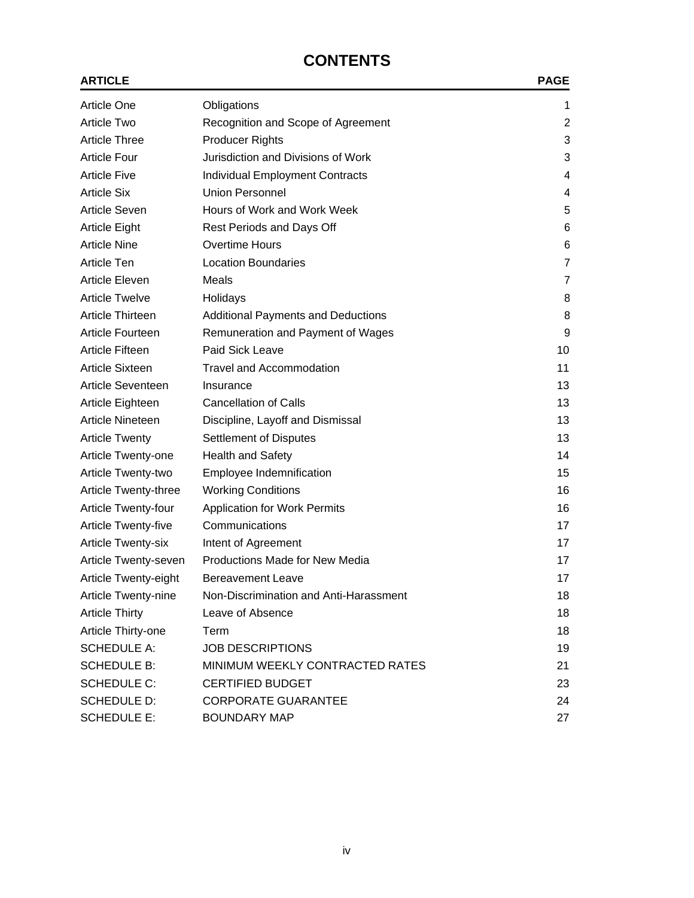# CONTENTS

| ARTICLE | | PAGE |
|---|---|---|
| Article One | Obligations | 1 |
| Article Two | Recognition and Scope of Agreement | 2 |
| Article Three | Producer Rights | 3 |
| Article Four | Jurisdiction and Divisions of Work | 3 |
| Article Five | Individual Employment Contracts | 4 |
| Article Six | Union Personnel | 4 |
| Article Seven | Hours of Work and Work Week | 5 |
| Article Eight | Rest Periods and Days Off | 6 |
| Article Nine | Overtime Hours | 6 |
| Article Ten | Location Boundaries | 7 |
| Article Eleven | Meals | 7 |
| Article Twelve | Holidays | 8 |
| Article Thirteen | Additional Payments and Deductions | 8 |
| Article Fourteen | Remuneration and Payment of Wages | 9 |
| Article Fifteen | Paid Sick Leave | 10 |
| Article Sixteen | Travel and Accommodation | 11 |
| Article Seventeen | Insurance | 13 |
| Article Eighteen | Cancellation of Calls | 13 |
| Article Nineteen | Discipline, Layoff and Dismissal | 13 |
| Article Twenty | Settlement of Disputes | 13 |
| Article Twenty-one | Health and Safety | 14 |
| Article Twenty-two | Employee Indemnification | 15 |
| Article Twenty-three | Working Conditions | 16 |
| Article Twenty-four | Application for Work Permits | 16 |
| Article Twenty-five | Communications | 17 |
| Article Twenty-six | Intent of Agreement | 17 |
| Article Twenty-seven | Productions Made for New Media | 17 |
| Article Twenty-eight | Bereavement Leave | 17 |
| Article Twenty-nine | Non-Discrimination and Anti-Harassment | 18 |
| Article Thirty | Leave of Absence | 18 |
| Article Thirty-one | Term | 18 |
| SCHEDULE A: | JOB DESCRIPTIONS | 19 |
| SCHEDULE B: | MINIMUM WEEKLY CONTRACTED RATES | 21 |
| SCHEDULE C: | CERTIFIED BUDGET | 23 |
| SCHEDULE D: | CORPORATE GUARANTEE | 24 |
| SCHEDULE E: | BOUNDARY MAP | 27 |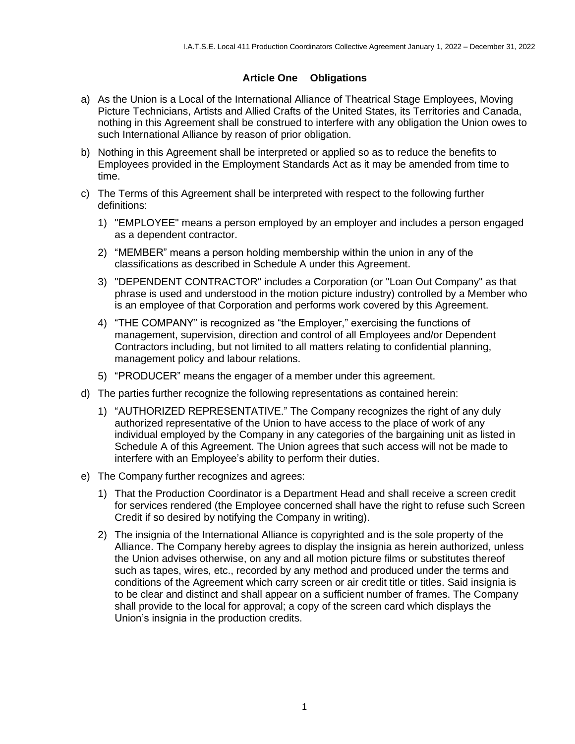## Article One Obligations

a) As the Union is a Local of the International Alliance of Theatrical Stage Employees, Moving Picture Technicians, Artists and Allied Crafts of the United States, its Territories and Canada, nothing in this Agreement shall be construed to interfere with any obligation the Union owes to such International Alliance by reason of prior obligation.

b) Nothing in this Agreement shall be interpreted or applied so as to reduce the benefits to Employees provided in the Employment Standards Act as it may be amended from time to time.

c) The Terms of this Agreement shall be interpreted with respect to the following further definitions:

   1) "EMPLOYEE" means a person employed by an employer and includes a person engaged as a dependent contractor.

   2) “MEMBER” means a person holding membership within the union in any of the classifications as described in Schedule A under this Agreement.

   3) "DEPENDENT CONTRACTOR" includes a Corporation (or "Loan Out Company" as that phrase is used and understood in the motion picture industry) controlled by a Member who is an employee of that Corporation and performs work covered by this Agreement.

   4) “THE COMPANY” is recognized as “the Employer,” exercising the functions of management, supervision, direction and control of all Employees and/or Dependent Contractors including, but not limited to all matters relating to confidential planning, management policy and labour relations.

   5) “PRODUCER” means the engager of a member under this agreement.

d) The parties further recognize the following representations as contained herein:

   1) “AUTHORIZED REPRESENTATIVE.” The Company recognizes the right of any duly authorized representative of the Union to have access to the place of work of any individual employed by the Company in any categories of the bargaining unit as listed in Schedule A of this Agreement. The Union agrees that such access will not be made to interfere with an Employee’s ability to perform their duties.

e) The Company further recognizes and agrees:

   1) That the Production Coordinator is a Department Head and shall receive a screen credit for services rendered (the Employee concerned shall have the right to refuse such Screen Credit if so desired by notifying the Company in writing).

   2) The insignia of the International Alliance is copyrighted and is the sole property of the Alliance. The Company hereby agrees to display the insignia as herein authorized, unless the Union advises otherwise, on any and all motion picture films or substitutes thereof such as tapes, wires, etc., recorded by any method and produced under the terms and conditions of the Agreement which carry screen or air credit title or titles. Said insignia is to be clear and distinct and shall appear on a sufficient number of frames. The Company shall provide to the local for approval; a copy of the screen card which displays the Union’s insignia in the production credits.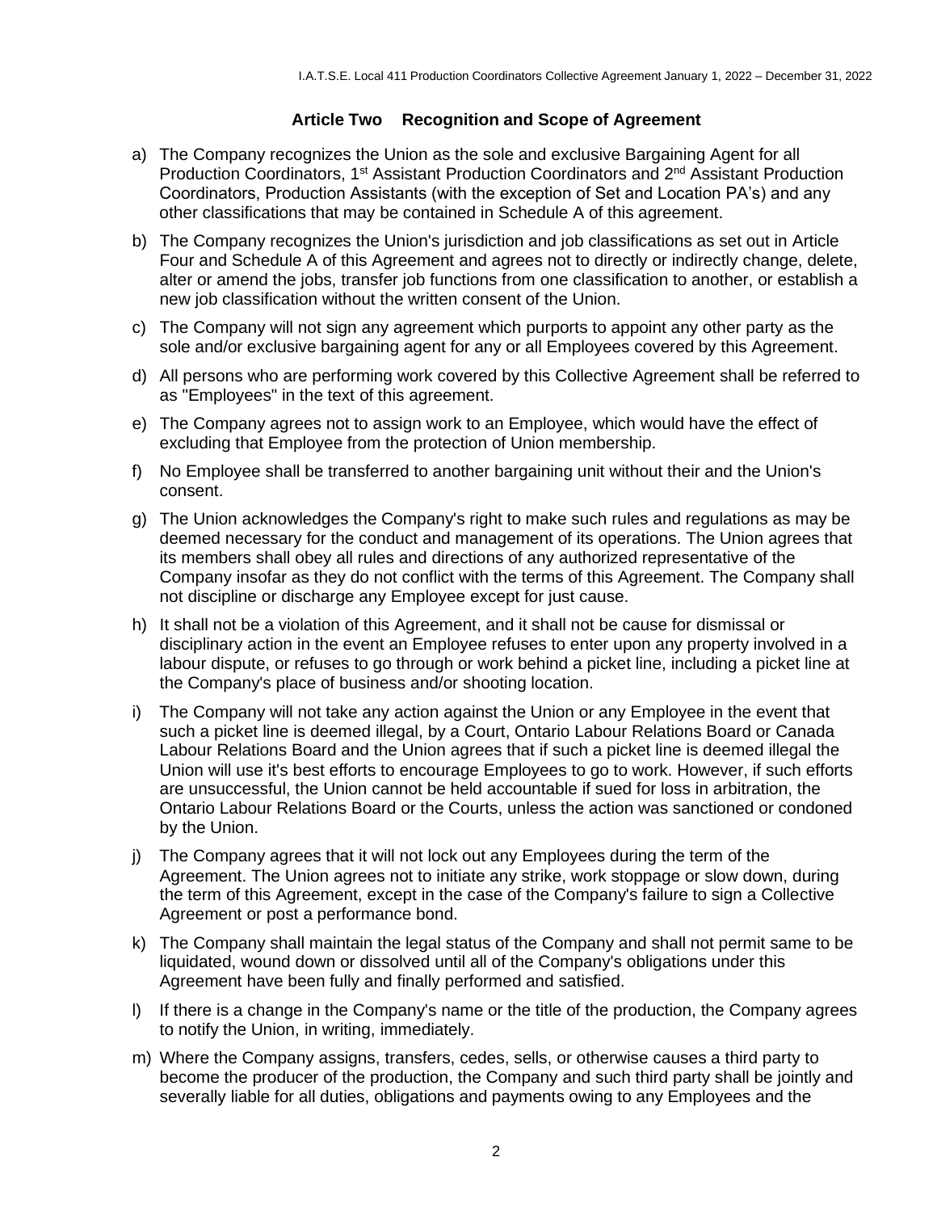## Article Two Recognition and Scope of Agreement

a) The Company recognizes the Union as the sole and exclusive Bargaining Agent for all Production Coordinators, 1st Assistant Production Coordinators and 2nd Assistant Production Coordinators, Production Assistants (with the exception of Set and Location PA's) and any other classifications that may be contained in Schedule A of this agreement.

b) The Company recognizes the Union's jurisdiction and job classifications as set out in Article Four and Schedule A of this Agreement and agrees not to directly or indirectly change, delete, alter or amend the jobs, transfer job functions from one classification to another, or establish a new job classification without the written consent of the Union.

c) The Company will not sign any agreement which purports to appoint any other party as the sole and/or exclusive bargaining agent for any or all Employees covered by this Agreement.

d) All persons who are performing work covered by this Collective Agreement shall be referred to as "Employees" in the text of this agreement.

e) The Company agrees not to assign work to an Employee, which would have the effect of excluding that Employee from the protection of Union membership.

f) No Employee shall be transferred to another bargaining unit without their and the Union's consent.

g) The Union acknowledges the Company's right to make such rules and regulations as may be deemed necessary for the conduct and management of its operations. The Union agrees that its members shall obey all rules and directions of any authorized representative of the Company insofar as they do not conflict with the terms of this Agreement. The Company shall not discipline or discharge any Employee except for just cause.

h) It shall not be a violation of this Agreement, and it shall not be cause for dismissal or disciplinary action in the event an Employee refuses to enter upon any property involved in a labour dispute, or refuses to go through or work behind a picket line, including a picket line at the Company's place of business and/or shooting location.

i) The Company will not take any action against the Union or any Employee in the event that such a picket line is deemed illegal, by a Court, Ontario Labour Relations Board or Canada Labour Relations Board and the Union agrees that if such a picket line is deemed illegal the Union will use it's best efforts to encourage Employees to go to work. However, if such efforts are unsuccessful, the Union cannot be held accountable if sued for loss in arbitration, the Ontario Labour Relations Board or the Courts, unless the action was sanctioned or condoned by the Union.

j) The Company agrees that it will not lock out any Employees during the term of the Agreement. The Union agrees not to initiate any strike, work stoppage or slow down, during the term of this Agreement, except in the case of the Company's failure to sign a Collective Agreement or post a performance bond.

k) The Company shall maintain the legal status of the Company and shall not permit same to be liquidated, wound down or dissolved until all of the Company's obligations under this Agreement have been fully and finally performed and satisfied.

l) If there is a change in the Company's name or the title of the production, the Company agrees to notify the Union, in writing, immediately.

m) Where the Company assigns, transfers, cedes, sells, or otherwise causes a third party to become the producer of the production, the Company and such third party shall be jointly and severally liable for all duties, obligations and payments owing to any Employees and the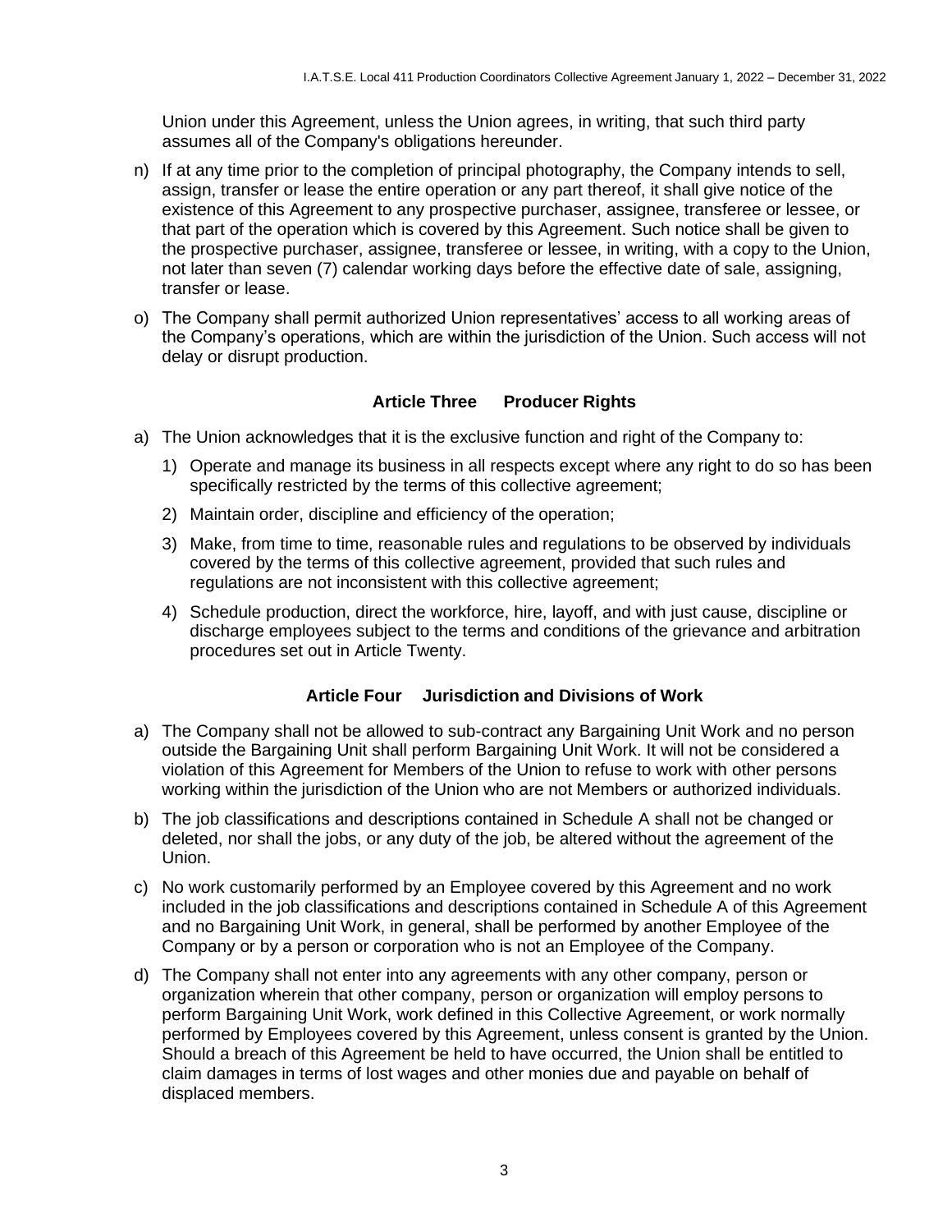Union under this Agreement, unless the Union agrees, in writing, that such third party assumes all of the Company's obligations hereunder.

n) If at any time prior to the completion of principal photography, the Company intends to sell, assign, transfer or lease the entire operation or any part thereof, it shall give notice of the existence of this Agreement to any prospective purchaser, assignee, transferee or lessee, or that part of the operation which is covered by this Agreement. Such notice shall be given to the prospective purchaser, assignee, transferee or lessee, in writing, with a copy to the Union, not later than seven (7) calendar working days before the effective date of sale, assigning, transfer or lease.

o) The Company shall permit authorized Union representatives' access to all working areas of the Company's operations, which are within the jurisdiction of the Union. Such access will not delay or disrupt production.

## Article Three Producer Rights

a) The Union acknowledges that it is the exclusive function and right of the Company to:

1) Operate and manage its business in all respects except where any right to do so has been specifically restricted by the terms of this collective agreement;

2) Maintain order, discipline and efficiency of the operation;

3) Make, from time to time, reasonable rules and regulations to be observed by individuals covered by the terms of this collective agreement, provided that such rules and regulations are not inconsistent with this collective agreement;

4) Schedule production, direct the workforce, hire, layoff, and with just cause, discipline or discharge employees subject to the terms and conditions of the grievance and arbitration procedures set out in Article Twenty.

## Article Four Jurisdiction and Divisions of Work

a) The Company shall not be allowed to sub-contract any Bargaining Unit Work and no person outside the Bargaining Unit shall perform Bargaining Unit Work. It will not be considered a violation of this Agreement for Members of the Union to refuse to work with other persons working within the jurisdiction of the Union who are not Members or authorized individuals.

b) The job classifications and descriptions contained in Schedule A shall not be changed or deleted, nor shall the jobs, or any duty of the job, be altered without the agreement of the Union.

c) No work customarily performed by an Employee covered by this Agreement and no work included in the job classifications and descriptions contained in Schedule A of this Agreement and no Bargaining Unit Work, in general, shall be performed by another Employee of the Company or by a person or corporation who is not an Employee of the Company.

d) The Company shall not enter into any agreements with any other company, person or organization wherein that other company, person or organization will employ persons to perform Bargaining Unit Work, work defined in this Collective Agreement, or work normally performed by Employees covered by this Agreement, unless consent is granted by the Union. Should a breach of this Agreement be held to have occurred, the Union shall be entitled to claim damages in terms of lost wages and other monies due and payable on behalf of displaced members.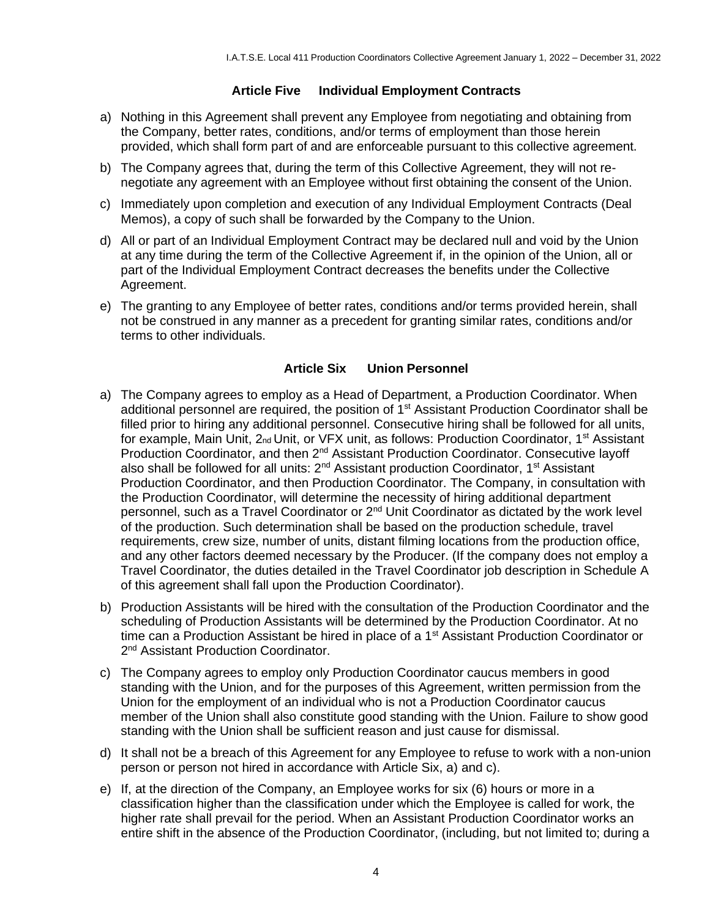## Article Five Individual Employment Contracts

a) Nothing in this Agreement shall prevent any Employee from negotiating and obtaining from the Company, better rates, conditions, and/or terms of employment than those herein provided, which shall form part of and are enforceable pursuant to this collective agreement.

b) The Company agrees that, during the term of this Collective Agreement, they will not re-negotiate any agreement with an Employee without first obtaining the consent of the Union.

c) Immediately upon completion and execution of any Individual Employment Contracts (Deal Memos), a copy of such shall be forwarded by the Company to the Union.

d) All or part of an Individual Employment Contract may be declared null and void by the Union at any time during the term of the Collective Agreement if, in the opinion of the Union, all or part of the Individual Employment Contract decreases the benefits under the Collective Agreement.

e) The granting to any Employee of better rates, conditions and/or terms provided herein, shall not be construed in any manner as a precedent for granting similar rates, conditions and/or terms to other individuals.

## Article Six Union Personnel

a) The Company agrees to employ as a Head of Department, a Production Coordinator. When additional personnel are required, the position of 1st Assistant Production Coordinator shall be filled prior to hiring any additional personnel. Consecutive hiring shall be followed for all units, for example, Main Unit, 2nd Unit, or VFX unit, as follows: Production Coordinator, 1st Assistant Production Coordinator, and then 2nd Assistant Production Coordinator. Consecutive layoff also shall be followed for all units: 2nd Assistant production Coordinator, 1st Assistant Production Coordinator, and then Production Coordinator. The Company, in consultation with the Production Coordinator, will determine the necessity of hiring additional department personnel, such as a Travel Coordinator or 2nd Unit Coordinator as dictated by the work level of the production. Such determination shall be based on the production schedule, travel requirements, crew size, number of units, distant filming locations from the production office, and any other factors deemed necessary by the Producer. (If the company does not employ a Travel Coordinator, the duties detailed in the Travel Coordinator job description in Schedule A of this agreement shall fall upon the Production Coordinator).

b) Production Assistants will be hired with the consultation of the Production Coordinator and the scheduling of Production Assistants will be determined by the Production Coordinator. At no time can a Production Assistant be hired in place of a 1st Assistant Production Coordinator or 2nd Assistant Production Coordinator.

c) The Company agrees to employ only Production Coordinator caucus members in good standing with the Union, and for the purposes of this Agreement, written permission from the Union for the employment of an individual who is not a Production Coordinator caucus member of the Union shall also constitute good standing with the Union. Failure to show good standing with the Union shall be sufficient reason and just cause for dismissal.

d) It shall not be a breach of this Agreement for any Employee to refuse to work with a non-union person or person not hired in accordance with Article Six, a) and c).

e) If, at the direction of the Company, an Employee works for six (6) hours or more in a classification higher than the classification under which the Employee is called for work, the higher rate shall prevail for the period. When an Assistant Production Coordinator works an entire shift in the absence of the Production Coordinator, (including, but not limited to; during a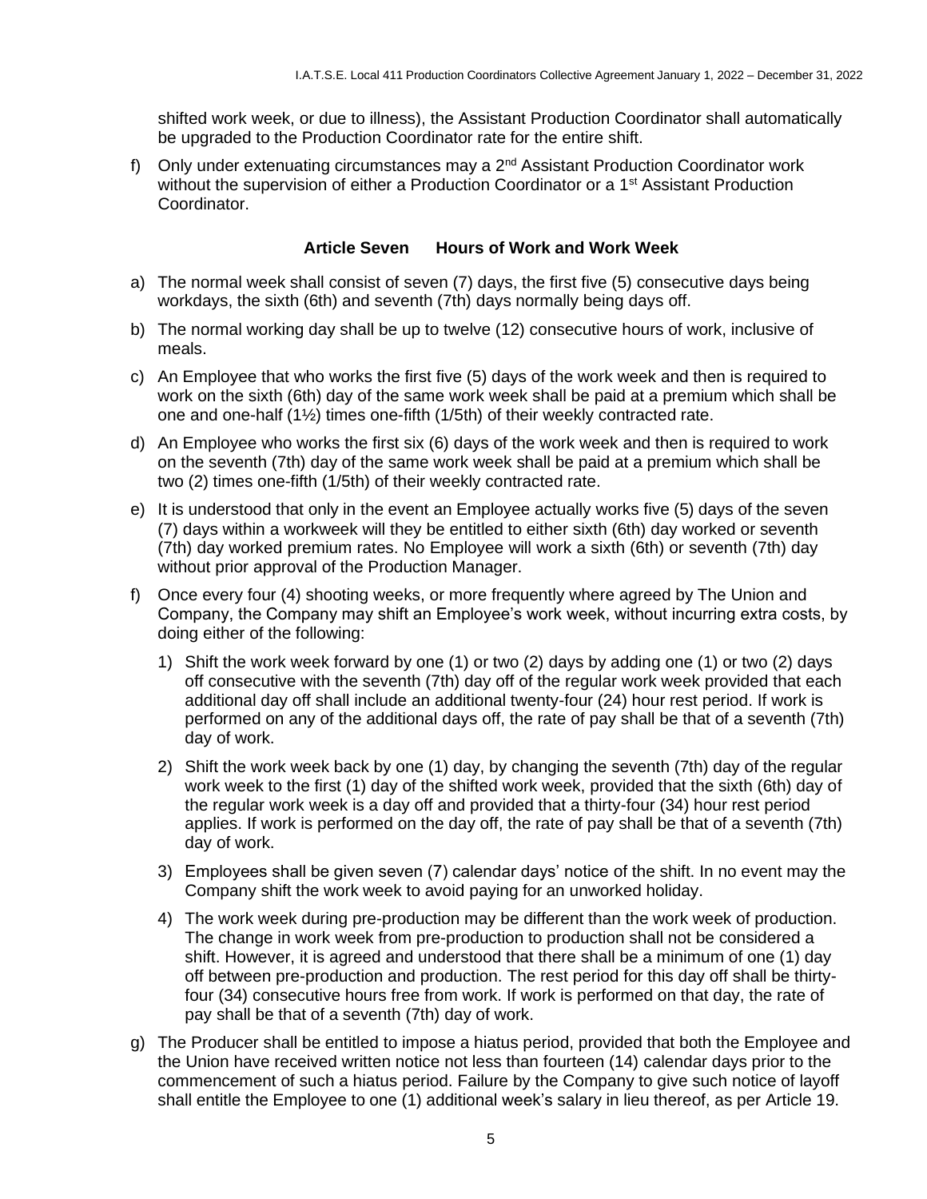shifted work week, or due to illness), the Assistant Production Coordinator shall automatically be upgraded to the Production Coordinator rate for the entire shift.

f) Only under extenuating circumstances may a 2nd Assistant Production Coordinator work without the supervision of either a Production Coordinator or a 1st Assistant Production Coordinator.

### Article Seven Hours of Work and Work Week

a) The normal week shall consist of seven (7) days, the first five (5) consecutive days being workdays, the sixth (6th) and seventh (7th) days normally being days off.

b) The normal working day shall be up to twelve (12) consecutive hours of work, inclusive of meals.

c) An Employee that who works the first five (5) days of the work week and then is required to work on the sixth (6th) day of the same work week shall be paid at a premium which shall be one and one-half (1½) times one-fifth (1/5th) of their weekly contracted rate.

d) An Employee who works the first six (6) days of the work week and then is required to work on the seventh (7th) day of the same work week shall be paid at a premium which shall be two (2) times one-fifth (1/5th) of their weekly contracted rate.

e) It is understood that only in the event an Employee actually works five (5) days of the seven (7) days within a workweek will they be entitled to either sixth (6th) day worked or seventh (7th) day worked premium rates. No Employee will work a sixth (6th) or seventh (7th) day without prior approval of the Production Manager.

f) Once every four (4) shooting weeks, or more frequently where agreed by The Union and Company, the Company may shift an Employee's work week, without incurring extra costs, by doing either of the following:

   1) Shift the work week forward by one (1) or two (2) days by adding one (1) or two (2) days off consecutive with the seventh (7th) day off of the regular work week provided that each additional day off shall include an additional twenty-four (24) hour rest period. If work is performed on any of the additional days off, the rate of pay shall be that of a seventh (7th) day of work.

   2) Shift the work week back by one (1) day, by changing the seventh (7th) day of the regular work week to the first (1) day of the shifted work week, provided that the sixth (6th) day of the regular work week is a day off and provided that a thirty-four (34) hour rest period applies. If work is performed on the day off, the rate of pay shall be that of a seventh (7th) day of work.

   3) Employees shall be given seven (7) calendar days' notice of the shift. In no event may the Company shift the work week to avoid paying for an unworked holiday.

   4) The work week during pre-production may be different than the work week of production. The change in work week from pre-production to production shall not be considered a shift. However, it is agreed and understood that there shall be a minimum of one (1) day off between pre-production and production. The rest period for this day off shall be thirty-four (34) consecutive hours free from work. If work is performed on that day, the rate of pay shall be that of a seventh (7th) day of work.

g) The Producer shall be entitled to impose a hiatus period, provided that both the Employee and the Union have received written notice not less than fourteen (14) calendar days prior to the commencement of such a hiatus period. Failure by the Company to give such notice of layoff shall entitle the Employee to one (1) additional week's salary in lieu thereof, as per Article 19.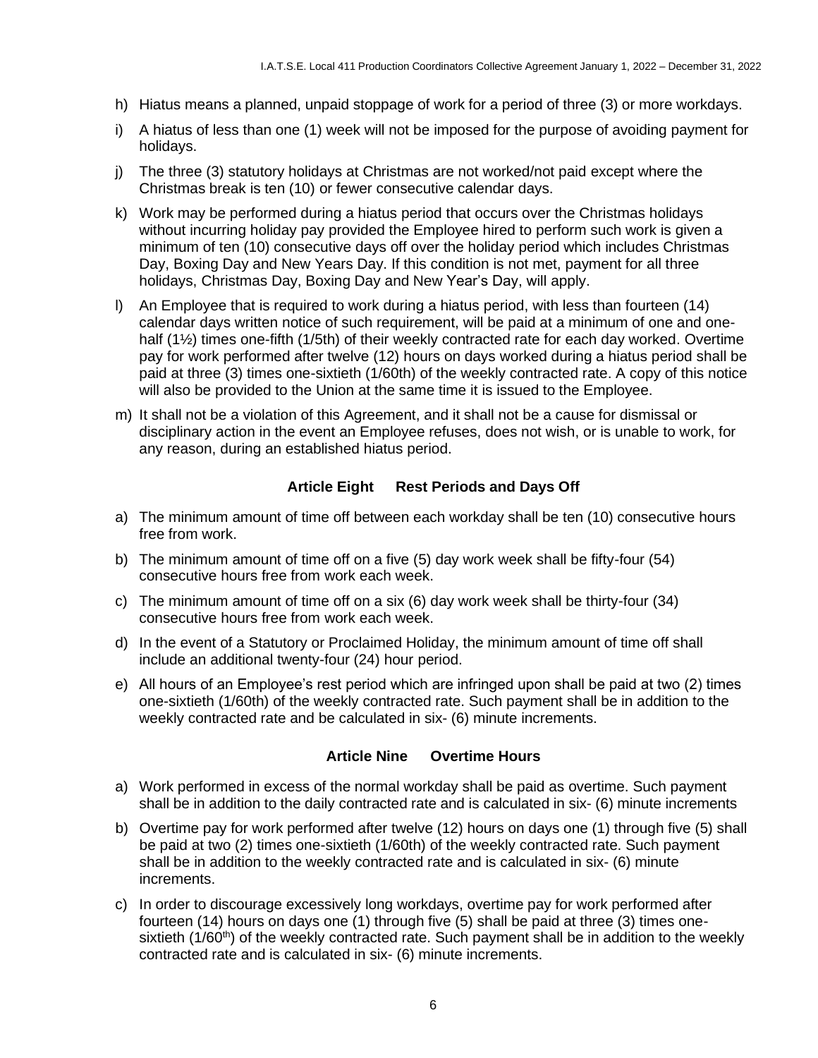h) Hiatus means a planned, unpaid stoppage of work for a period of three (3) or more workdays.

i) A hiatus of less than one (1) week will not be imposed for the purpose of avoiding payment for holidays.

j) The three (3) statutory holidays at Christmas are not worked/not paid except where the Christmas break is ten (10) or fewer consecutive calendar days.

k) Work may be performed during a hiatus period that occurs over the Christmas holidays without incurring holiday pay provided the Employee hired to perform such work is given a minimum of ten (10) consecutive days off over the holiday period which includes Christmas Day, Boxing Day and New Years Day. If this condition is not met, payment for all three holidays, Christmas Day, Boxing Day and New Year's Day, will apply.

l) An Employee that is required to work during a hiatus period, with less than fourteen (14) calendar days written notice of such requirement, will be paid at a minimum of one and one-half (1½) times one-fifth (1/5th) of their weekly contracted rate for each day worked. Overtime pay for work performed after twelve (12) hours on days worked during a hiatus period shall be paid at three (3) times one-sixtieth (1/60th) of the weekly contracted rate. A copy of this notice will also be provided to the Union at the same time it is issued to the Employee.

m) It shall not be a violation of this Agreement, and it shall not be a cause for dismissal or disciplinary action in the event an Employee refuses, does not wish, or is unable to work, for any reason, during an established hiatus period.

## Article Eight Rest Periods and Days Off

a) The minimum amount of time off between each workday shall be ten (10) consecutive hours free from work.

b) The minimum amount of time off on a five (5) day work week shall be fifty-four (54) consecutive hours free from work each week.

c) The minimum amount of time off on a six (6) day work week shall be thirty-four (34) consecutive hours free from work each week.

d) In the event of a Statutory or Proclaimed Holiday, the minimum amount of time off shall include an additional twenty-four (24) hour period.

e) All hours of an Employee's rest period which are infringed upon shall be paid at two (2) times one-sixtieth (1/60th) of the weekly contracted rate. Such payment shall be in addition to the weekly contracted rate and be calculated in six- (6) minute increments.

## Article Nine Overtime Hours

a) Work performed in excess of the normal workday shall be paid as overtime. Such payment shall be in addition to the daily contracted rate and is calculated in six- (6) minute increments

b) Overtime pay for work performed after twelve (12) hours on days one (1) through five (5) shall be paid at two (2) times one-sixtieth (1/60th) of the weekly contracted rate. Such payment shall be in addition to the weekly contracted rate and is calculated in six- (6) minute increments.

c) In order to discourage excessively long workdays, overtime pay for work performed after fourteen (14) hours on days one (1) through five (5) shall be paid at three (3) times one-sixtieth (1/60th) of the weekly contracted rate. Such payment shall be in addition to the weekly contracted rate and is calculated in six- (6) minute increments.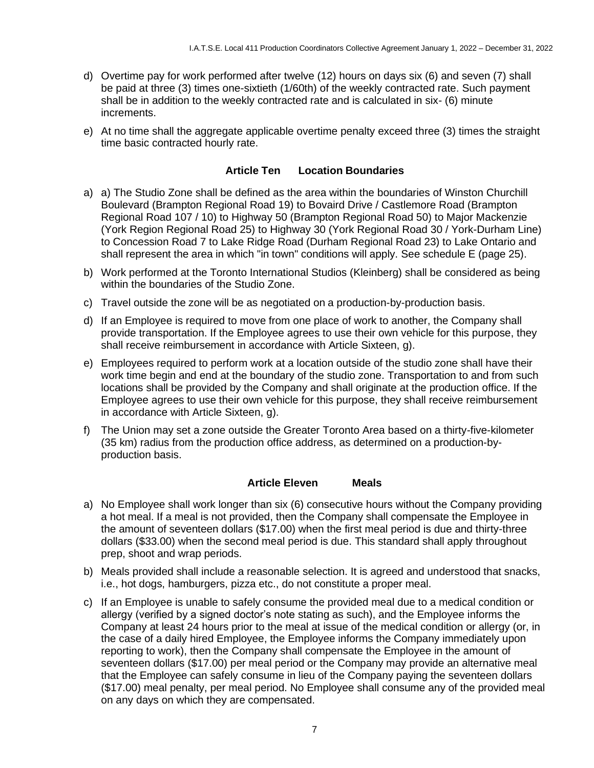d) Overtime pay for work performed after twelve (12) hours on days six (6) and seven (7) shall be paid at three (3) times one-sixtieth (1/60th) of the weekly contracted rate. Such payment shall be in addition to the weekly contracted rate and is calculated in six- (6) minute increments.

e) At no time shall the aggregate applicable overtime penalty exceed three (3) times the straight time basic contracted hourly rate.

## Article Ten Location Boundaries

a) a) The Studio Zone shall be defined as the area within the boundaries of Winston Churchill Boulevard (Brampton Regional Road 19) to Bovaird Drive / Castlemore Road (Brampton Regional Road 107 / 10) to Highway 50 (Brampton Regional Road 50) to Major Mackenzie (York Region Regional Road 25) to Highway 30 (York Regional Road 30 / York-Durham Line) to Concession Road 7 to Lake Ridge Road (Durham Regional Road 23) to Lake Ontario and shall represent the area in which "in town" conditions will apply. See schedule E (page 25).

b) Work performed at the Toronto International Studios (Kleinberg) shall be considered as being within the boundaries of the Studio Zone.

c) Travel outside the zone will be as negotiated on a production-by-production basis.

d) If an Employee is required to move from one place of work to another, the Company shall provide transportation. If the Employee agrees to use their own vehicle for this purpose, they shall receive reimbursement in accordance with Article Sixteen, g).

e) Employees required to perform work at a location outside of the studio zone shall have their work time begin and end at the boundary of the studio zone. Transportation to and from such locations shall be provided by the Company and shall originate at the production office. If the Employee agrees to use their own vehicle for this purpose, they shall receive reimbursement in accordance with Article Sixteen, g).

f) The Union may set a zone outside the Greater Toronto Area based on a thirty-five-kilometer (35 km) radius from the production office address, as determined on a production-by-production basis.

## Article Eleven Meals

a) No Employee shall work longer than six (6) consecutive hours without the Company providing a hot meal. If a meal is not provided, then the Company shall compensate the Employee in the amount of seventeen dollars ($17.00) when the first meal period is due and thirty-three dollars ($33.00) when the second meal period is due. This standard shall apply throughout prep, shoot and wrap periods.

b) Meals provided shall include a reasonable selection. It is agreed and understood that snacks, i.e., hot dogs, hamburgers, pizza etc., do not constitute a proper meal.

c) If an Employee is unable to safely consume the provided meal due to a medical condition or allergy (verified by a signed doctor's note stating as such), and the Employee informs the Company at least 24 hours prior to the meal at issue of the medical condition or allergy (or, in the case of a daily hired Employee, the Employee informs the Company immediately upon reporting to work), then the Company shall compensate the Employee in the amount of seventeen dollars ($17.00) per meal period or the Company may provide an alternative meal that the Employee can safely consume in lieu of the Company paying the seventeen dollars ($17.00) meal penalty, per meal period. No Employee shall consume any of the provided meal on any days on which they are compensated.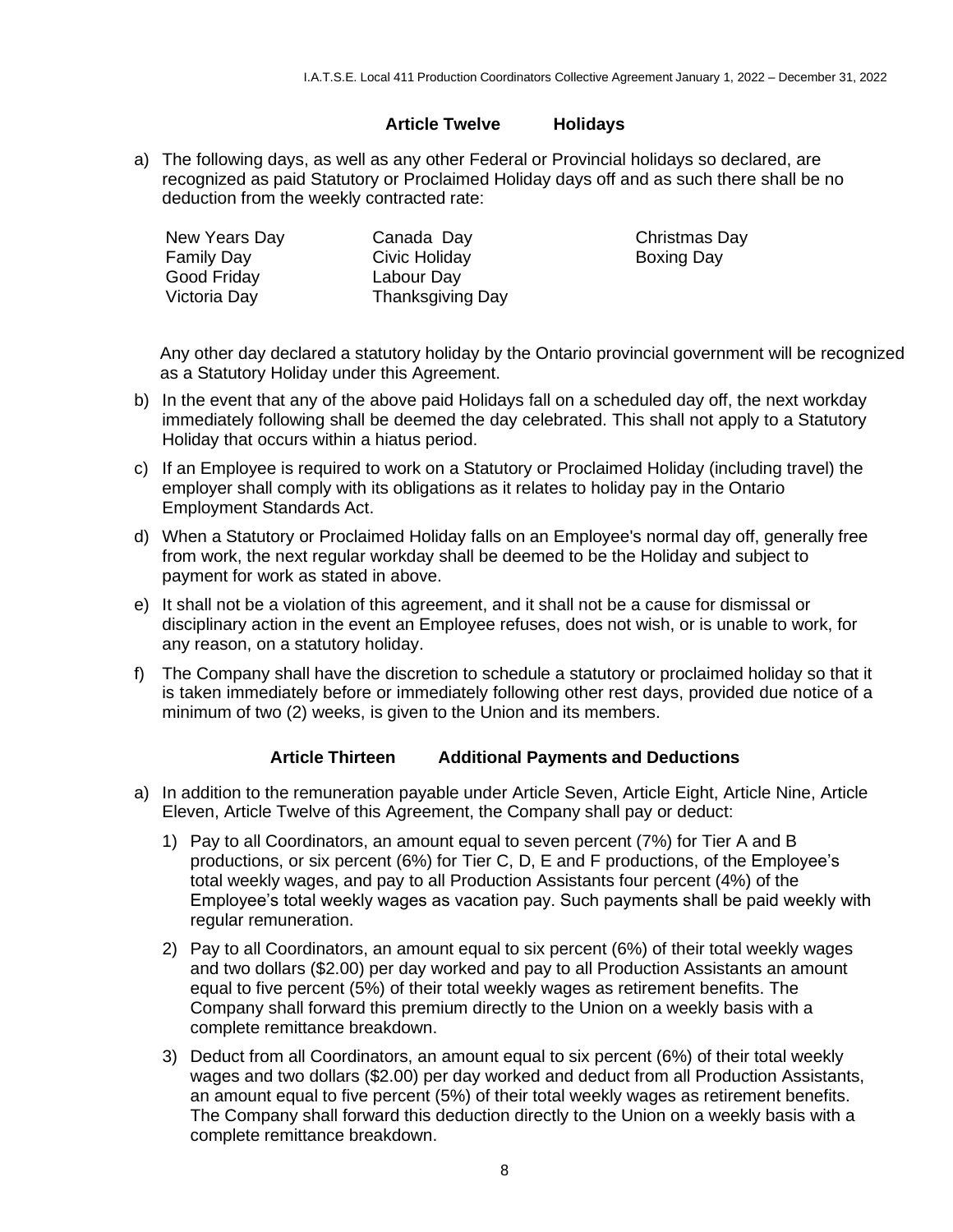## Article Twelve Holidays

a) The following days, as well as any other Federal or Provincial holidays so declared, are recognized as paid Statutory or Proclaimed Holiday days off and as such there shall be no deduction from the weekly contracted rate:

| | | |
|---|---|---|
| New Years Day | Canada Day | Christmas Day |
| Family Day | Civic Holiday | Boxing Day |
| Good Friday | Labour Day | |
| Victoria Day | Thanksgiving Day | |

Any other day declared a statutory holiday by the Ontario provincial government will be recognized as a Statutory Holiday under this Agreement.

b) In the event that any of the above paid Holidays fall on a scheduled day off, the next workday immediately following shall be deemed the day celebrated. This shall not apply to a Statutory Holiday that occurs within a hiatus period.

c) If an Employee is required to work on a Statutory or Proclaimed Holiday (including travel) the employer shall comply with its obligations as it relates to holiday pay in the Ontario Employment Standards Act.

d) When a Statutory or Proclaimed Holiday falls on an Employee's normal day off, generally free from work, the next regular workday shall be deemed to be the Holiday and subject to payment for work as stated in above.

e) It shall not be a violation of this agreement, and it shall not be a cause for dismissal or disciplinary action in the event an Employee refuses, does not wish, or is unable to work, for any reason, on a statutory holiday.

f) The Company shall have the discretion to schedule a statutory or proclaimed holiday so that it is taken immediately before or immediately following other rest days, provided due notice of a minimum of two (2) weeks, is given to the Union and its members.

## Article Thirteen Additional Payments and Deductions

a) In addition to the remuneration payable under Article Seven, Article Eight, Article Nine, Article Eleven, Article Twelve of this Agreement, the Company shall pay or deduct:

   1) Pay to all Coordinators, an amount equal to seven percent (7%) for Tier A and B productions, or six percent (6%) for Tier C, D, E and F productions, of the Employee's total weekly wages, and pay to all Production Assistants four percent (4%) of the Employee's total weekly wages as vacation pay. Such payments shall be paid weekly with regular remuneration.

   2) Pay to all Coordinators, an amount equal to six percent (6%) of their total weekly wages and two dollars ($2.00) per day worked and pay to all Production Assistants an amount equal to five percent (5%) of their total weekly wages as retirement benefits. The Company shall forward this premium directly to the Union on a weekly basis with a complete remittance breakdown.

   3) Deduct from all Coordinators, an amount equal to six percent (6%) of their total weekly wages and two dollars ($2.00) per day worked and deduct from all Production Assistants, an amount equal to five percent (5%) of their total weekly wages as retirement benefits. The Company shall forward this deduction directly to the Union on a weekly basis with a complete remittance breakdown.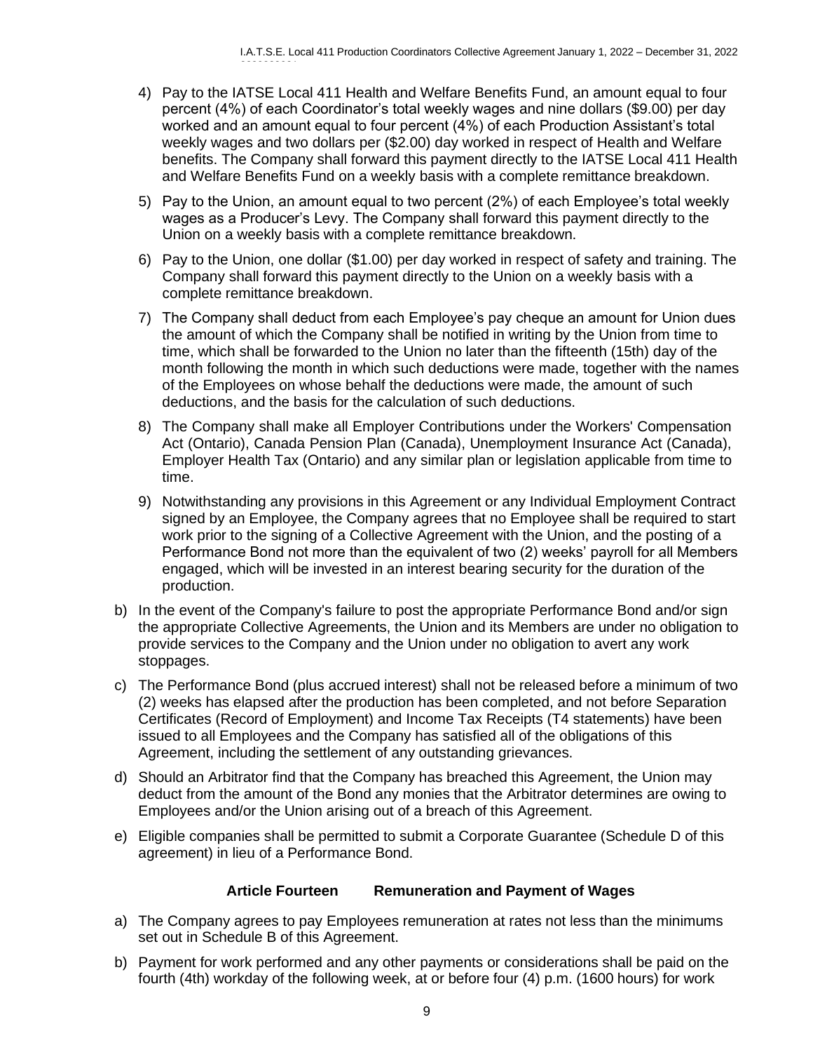4) Pay to the IATSE Local 411 Health and Welfare Benefits Fund, an amount equal to four percent (4%) of each Coordinator's total weekly wages and nine dollars ($9.00) per day worked and an amount equal to four percent (4%) of each Production Assistant's total weekly wages and two dollars per ($2.00) day worked in respect of Health and Welfare benefits. The Company shall forward this payment directly to the IATSE Local 411 Health and Welfare Benefits Fund on a weekly basis with a complete remittance breakdown.

5) Pay to the Union, an amount equal to two percent (2%) of each Employee's total weekly wages as a Producer's Levy. The Company shall forward this payment directly to the Union on a weekly basis with a complete remittance breakdown.

6) Pay to the Union, one dollar ($1.00) per day worked in respect of safety and training. The Company shall forward this payment directly to the Union on a weekly basis with a complete remittance breakdown.

7) The Company shall deduct from each Employee's pay cheque an amount for Union dues the amount of which the Company shall be notified in writing by the Union from time to time, which shall be forwarded to the Union no later than the fifteenth (15th) day of the month following the month in which such deductions were made, together with the names of the Employees on whose behalf the deductions were made, the amount of such deductions, and the basis for the calculation of such deductions.

8) The Company shall make all Employer Contributions under the Workers' Compensation Act (Ontario), Canada Pension Plan (Canada), Unemployment Insurance Act (Canada), Employer Health Tax (Ontario) and any similar plan or legislation applicable from time to time.

9) Notwithstanding any provisions in this Agreement or any Individual Employment Contract signed by an Employee, the Company agrees that no Employee shall be required to start work prior to the signing of a Collective Agreement with the Union, and the posting of a Performance Bond not more than the equivalent of two (2) weeks' payroll for all Members engaged, which will be invested in an interest bearing security for the duration of the production.

b) In the event of the Company's failure to post the appropriate Performance Bond and/or sign the appropriate Collective Agreements, the Union and its Members are under no obligation to provide services to the Company and the Union under no obligation to avert any work stoppages.

c) The Performance Bond (plus accrued interest) shall not be released before a minimum of two (2) weeks has elapsed after the production has been completed, and not before Separation Certificates (Record of Employment) and Income Tax Receipts (T4 statements) have been issued to all Employees and the Company has satisfied all of the obligations of this Agreement, including the settlement of any outstanding grievances.

d) Should an Arbitrator find that the Company has breached this Agreement, the Union may deduct from the amount of the Bond any monies that the Arbitrator determines are owing to Employees and/or the Union arising out of a breach of this Agreement.

e) Eligible companies shall be permitted to submit a Corporate Guarantee (Schedule D of this agreement) in lieu of a Performance Bond.

### Article Fourteen Remuneration and Payment of Wages

a) The Company agrees to pay Employees remuneration at rates not less than the minimums set out in Schedule B of this Agreement.

b) Payment for work performed and any other payments or considerations shall be paid on the fourth (4th) workday of the following week, at or before four (4) p.m. (1600 hours) for work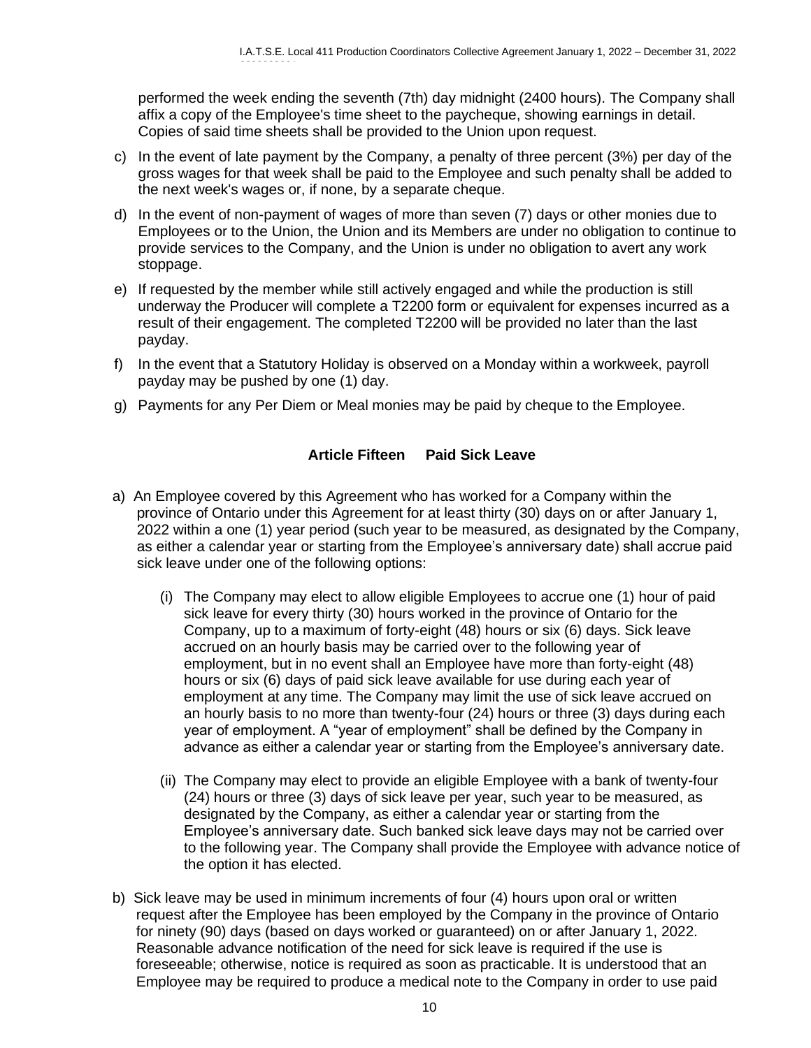performed the week ending the seventh (7th) day midnight (2400 hours). The Company shall affix a copy of the Employee's time sheet to the paycheque, showing earnings in detail. Copies of said time sheets shall be provided to the Union upon request.

c) In the event of late payment by the Company, a penalty of three percent (3%) per day of the gross wages for that week shall be paid to the Employee and such penalty shall be added to the next week's wages or, if none, by a separate cheque.

d) In the event of non-payment of wages of more than seven (7) days or other monies due to Employees or to the Union, the Union and its Members are under no obligation to continue to provide services to the Company, and the Union is under no obligation to avert any work stoppage.

e) If requested by the member while still actively engaged and while the production is still underway the Producer will complete a T2200 form or equivalent for expenses incurred as a result of their engagement. The completed T2200 will be provided no later than the last payday.

f) In the event that a Statutory Holiday is observed on a Monday within a workweek, payroll payday may be pushed by one (1) day.

g) Payments for any Per Diem or Meal monies may be paid by cheque to the Employee.

## Article Fifteen Paid Sick Leave

a) An Employee covered by this Agreement who has worked for a Company within the province of Ontario under this Agreement for at least thirty (30) days on or after January 1, 2022 within a one (1) year period (such year to be measured, as designated by the Company, as either a calendar year or starting from the Employee's anniversary date) shall accrue paid sick leave under one of the following options:

   (i) The Company may elect to allow eligible Employees to accrue one (1) hour of paid sick leave for every thirty (30) hours worked in the province of Ontario for the Company, up to a maximum of forty-eight (48) hours or six (6) days. Sick leave accrued on an hourly basis may be carried over to the following year of employment, but in no event shall an Employee have more than forty-eight (48) hours or six (6) days of paid sick leave available for use during each year of employment at any time. The Company may limit the use of sick leave accrued on an hourly basis to no more than twenty-four (24) hours or three (3) days during each year of employment. A "year of employment" shall be defined by the Company in advance as either a calendar year or starting from the Employee's anniversary date.

   (ii) The Company may elect to provide an eligible Employee with a bank of twenty-four (24) hours or three (3) days of sick leave per year, such year to be measured, as designated by the Company, as either a calendar year or starting from the Employee's anniversary date. Such banked sick leave days may not be carried over to the following year. The Company shall provide the Employee with advance notice of the option it has elected.

b) Sick leave may be used in minimum increments of four (4) hours upon oral or written request after the Employee has been employed by the Company in the province of Ontario for ninety (90) days (based on days worked or guaranteed) on or after January 1, 2022. Reasonable advance notification of the need for sick leave is required if the use is foreseeable; otherwise, notice is required as soon as practicable. It is understood that an Employee may be required to produce a medical note to the Company in order to use paid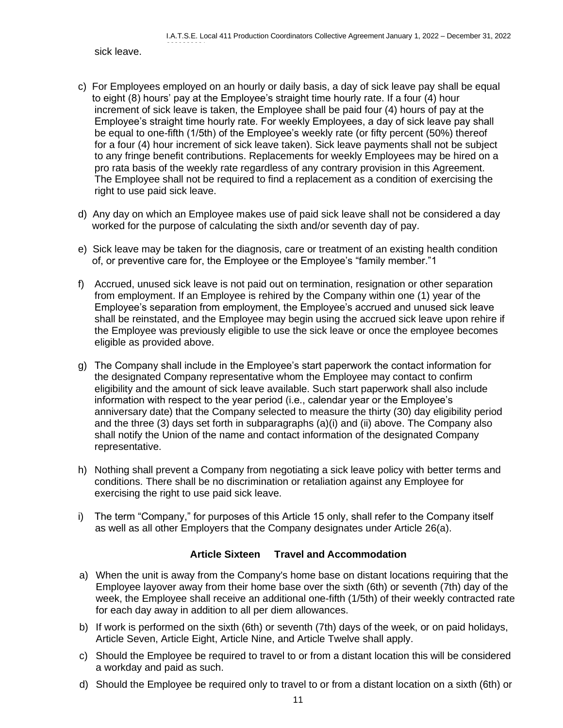sick leave.

c) For Employees employed on an hourly or daily basis, a day of sick leave pay shall be equal to eight (8) hours' pay at the Employee's straight time hourly rate. If a four (4) hour increment of sick leave is taken, the Employee shall be paid four (4) hours of pay at the Employee's straight time hourly rate. For weekly Employees, a day of sick leave pay shall be equal to one-fifth (1/5th) of the Employee's weekly rate (or fifty percent (50%) thereof for a four (4) hour increment of sick leave taken). Sick leave payments shall not be subject to any fringe benefit contributions. Replacements for weekly Employees may be hired on a pro rata basis of the weekly rate regardless of any contrary provision in this Agreement. The Employee shall not be required to find a replacement as a condition of exercising the right to use paid sick leave.

d) Any day on which an Employee makes use of paid sick leave shall not be considered a day worked for the purpose of calculating the sixth and/or seventh day of pay.

e) Sick leave may be taken for the diagnosis, care or treatment of an existing health condition of, or preventive care for, the Employee or the Employee's "family member."[1]

f) Accrued, unused sick leave is not paid out on termination, resignation or other separation from employment. If an Employee is rehired by the Company within one (1) year of the Employee's separation from employment, the Employee's accrued and unused sick leave shall be reinstated, and the Employee may begin using the accrued sick leave upon rehire if the Employee was previously eligible to use the sick leave or once the employee becomes eligible as provided above.

g) The Company shall include in the Employee's start paperwork the contact information for the designated Company representative whom the Employee may contact to confirm eligibility and the amount of sick leave available. Such start paperwork shall also include information with respect to the year period (i.e., calendar year or the Employee's anniversary date) that the Company selected to measure the thirty (30) day eligibility period and the three (3) days set forth in subparagraphs (a)(i) and (ii) above. The Company also shall notify the Union of the name and contact information of the designated Company representative.

h) Nothing shall prevent a Company from negotiating a sick leave policy with better terms and conditions. There shall be no discrimination or retaliation against any Employee for exercising the right to use paid sick leave.

i) The term "Company," for purposes of this Article 15 only, shall refer to the Company itself as well as all other Employers that the Company designates under Article 26(a).

## Article Sixteen Travel and Accommodation

a) When the unit is away from the Company's home base on distant locations requiring that the Employee layover away from their home base over the sixth (6th) or seventh (7th) day of the week, the Employee shall receive an additional one-fifth (1/5th) of their weekly contracted rate for each day away in addition to all per diem allowances.

b) If work is performed on the sixth (6th) or seventh (7th) days of the week, or on paid holidays, Article Seven, Article Eight, Article Nine, and Article Twelve shall apply.

c) Should the Employee be required to travel to or from a distant location this will be considered a workday and paid as such.

d) Should the Employee be required only to travel to or from a distant location on a sixth (6th) or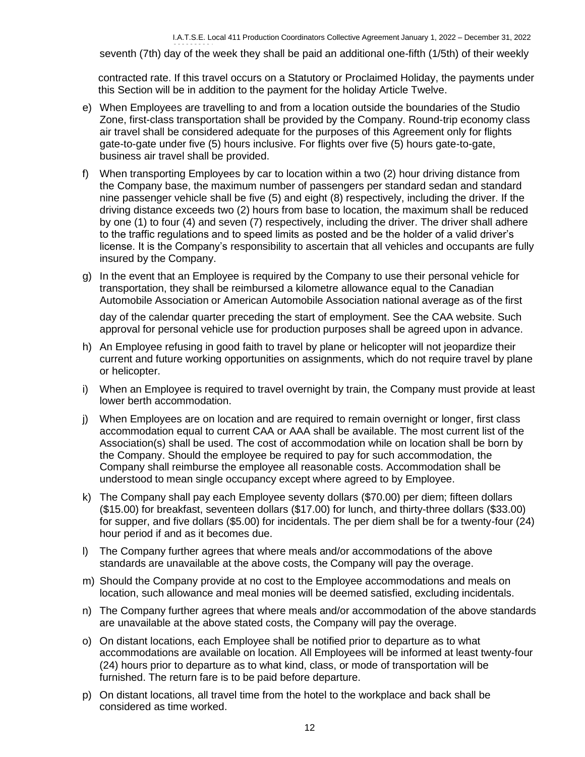seventh (7th) day of the week they shall be paid an additional one-fifth (1/5th) of their weekly contracted rate. If this travel occurs on a Statutory or Proclaimed Holiday, the payments under this Section will be in addition to the payment for the holiday Article Twelve.

e) When Employees are travelling to and from a location outside the boundaries of the Studio Zone, first-class transportation shall be provided by the Company. Round-trip economy class air travel shall be considered adequate for the purposes of this Agreement only for flights gate-to-gate under five (5) hours inclusive. For flights over five (5) hours gate-to-gate, business air travel shall be provided.

f) When transporting Employees by car to location within a two (2) hour driving distance from the Company base, the maximum number of passengers per standard sedan and standard nine passenger vehicle shall be five (5) and eight (8) respectively, including the driver. If the driving distance exceeds two (2) hours from base to location, the maximum shall be reduced by one (1) to four (4) and seven (7) respectively, including the driver. The driver shall adhere to the traffic regulations and to speed limits as posted and be the holder of a valid driver's license. It is the Company's responsibility to ascertain that all vehicles and occupants are fully insured by the Company.

g) In the event that an Employee is required by the Company to use their personal vehicle for transportation, they shall be reimbursed a kilometre allowance equal to the Canadian Automobile Association or American Automobile Association national average as of the first day of the calendar quarter preceding the start of employment. See the CAA website. Such approval for personal vehicle use for production purposes shall be agreed upon in advance.

h) An Employee refusing in good faith to travel by plane or helicopter will not jeopardize their current and future working opportunities on assignments, which do not require travel by plane or helicopter.

i) When an Employee is required to travel overnight by train, the Company must provide at least lower berth accommodation.

j) When Employees are on location and are required to remain overnight or longer, first class accommodation equal to current CAA or AAA shall be available. The most current list of the Association(s) shall be used. The cost of accommodation while on location shall be born by the Company. Should the employee be required to pay for such accommodation, the Company shall reimburse the employee all reasonable costs. Accommodation shall be understood to mean single occupancy except where agreed to by Employee.

k) The Company shall pay each Employee seventy dollars ($70.00) per diem; fifteen dollars ($15.00) for breakfast, seventeen dollars ($17.00) for lunch, and thirty-three dollars ($33.00) for supper, and five dollars ($5.00) for incidentals. The per diem shall be for a twenty-four (24) hour period if and as it becomes due.

l) The Company further agrees that where meals and/or accommodations of the above standards are unavailable at the above costs, the Company will pay the overage.

m) Should the Company provide at no cost to the Employee accommodations and meals on location, such allowance and meal monies will be deemed satisfied, excluding incidentals.

n) The Company further agrees that where meals and/or accommodation of the above standards are unavailable at the above stated costs, the Company will pay the overage.

o) On distant locations, each Employee shall be notified prior to departure as to what accommodations are available on location. All Employees will be informed at least twenty-four (24) hours prior to departure as to what kind, class, or mode of transportation will be furnished. The return fare is to be paid before departure.

p) On distant locations, all travel time from the hotel to the workplace and back shall be considered as time worked.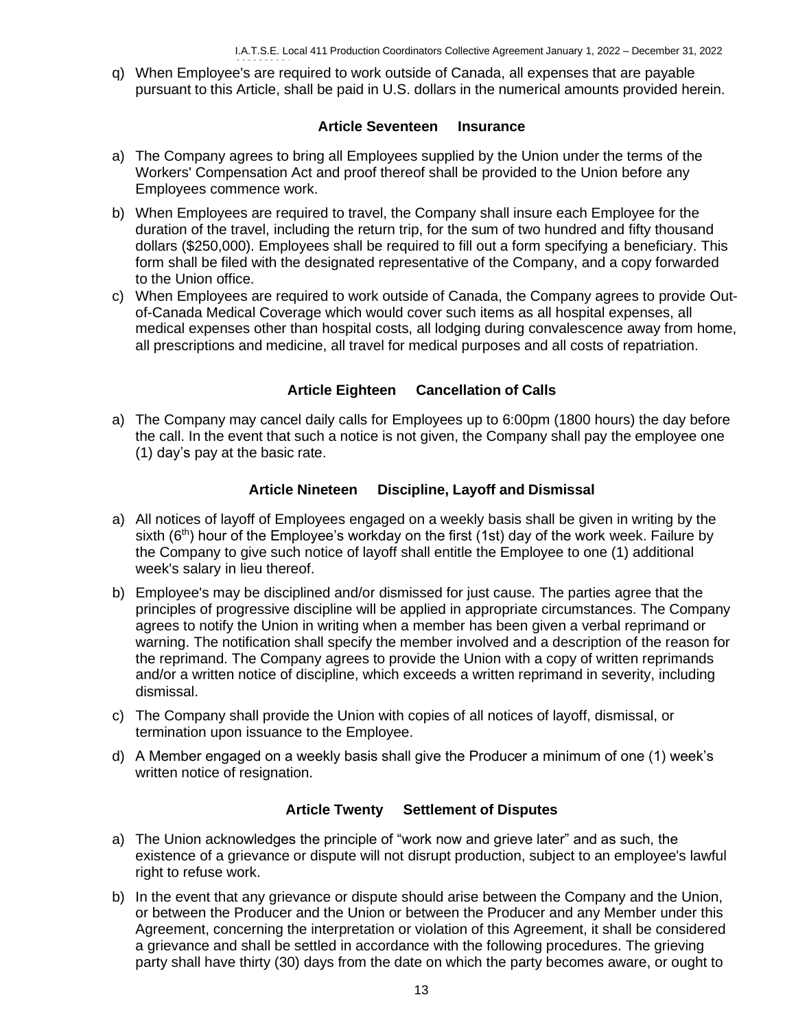q) When Employee's are required to work outside of Canada, all expenses that are payable pursuant to this Article, shall be paid in U.S. dollars in the numerical amounts provided herein.

## Article Seventeen Insurance

a) The Company agrees to bring all Employees supplied by the Union under the terms of the Workers' Compensation Act and proof thereof shall be provided to the Union before any Employees commence work.

b) When Employees are required to travel, the Company shall insure each Employee for the duration of the travel, including the return trip, for the sum of two hundred and fifty thousand dollars ($250,000). Employees shall be required to fill out a form specifying a beneficiary. This form shall be filed with the designated representative of the Company, and a copy forwarded to the Union office.

c) When Employees are required to work outside of Canada, the Company agrees to provide Out-of-Canada Medical Coverage which would cover such items as all hospital expenses, all medical expenses other than hospital costs, all lodging during convalescence away from home, all prescriptions and medicine, all travel for medical purposes and all costs of repatriation.

## Article Eighteen Cancellation of Calls

a) The Company may cancel daily calls for Employees up to 6:00pm (1800 hours) the day before the call. In the event that such a notice is not given, the Company shall pay the employee one (1) day's pay at the basic rate.

## Article Nineteen Discipline, Layoff and Dismissal

a) All notices of layoff of Employees engaged on a weekly basis shall be given in writing by the sixth (6th) hour of the Employee's workday on the first (1st) day of the work week. Failure by the Company to give such notice of layoff shall entitle the Employee to one (1) additional week's salary in lieu thereof.

b) Employee's may be disciplined and/or dismissed for just cause. The parties agree that the principles of progressive discipline will be applied in appropriate circumstances. The Company agrees to notify the Union in writing when a member has been given a verbal reprimand or warning. The notification shall specify the member involved and a description of the reason for the reprimand. The Company agrees to provide the Union with a copy of written reprimands and/or a written notice of discipline, which exceeds a written reprimand in severity, including dismissal.

c) The Company shall provide the Union with copies of all notices of layoff, dismissal, or termination upon issuance to the Employee.

d) A Member engaged on a weekly basis shall give the Producer a minimum of one (1) week's written notice of resignation.

## Article Twenty Settlement of Disputes

a) The Union acknowledges the principle of "work now and grieve later" and as such, the existence of a grievance or dispute will not disrupt production, subject to an employee's lawful right to refuse work.

b) In the event that any grievance or dispute should arise between the Company and the Union, or between the Producer and the Union or between the Producer and any Member under this Agreement, concerning the interpretation or violation of this Agreement, it shall be considered a grievance and shall be settled in accordance with the following procedures. The grieving party shall have thirty (30) days from the date on which the party becomes aware, or ought to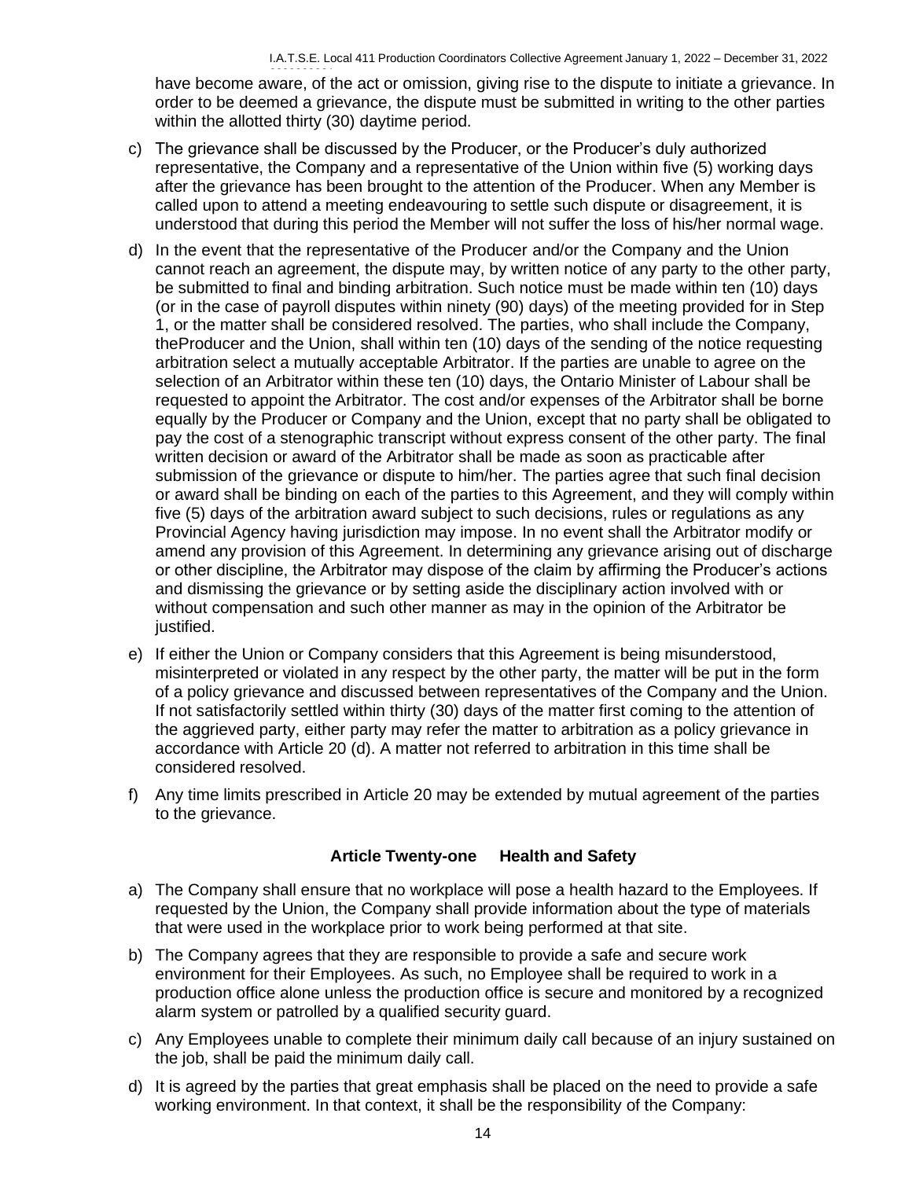have become aware, of the act or omission, giving rise to the dispute to initiate a grievance. In order to be deemed a grievance, the dispute must be submitted in writing to the other parties within the allotted thirty (30) daytime period.

c) The grievance shall be discussed by the Producer, or the Producer's duly authorized representative, the Company and a representative of the Union within five (5) working days after the grievance has been brought to the attention of the Producer. When any Member is called upon to attend a meeting endeavouring to settle such dispute or disagreement, it is understood that during this period the Member will not suffer the loss of his/her normal wage.

d) In the event that the representative of the Producer and/or the Company and the Union cannot reach an agreement, the dispute may, by written notice of any party to the other party, be submitted to final and binding arbitration. Such notice must be made within ten (10) days (or in the case of payroll disputes within ninety (90) days) of the meeting provided for in Step 1, or the matter shall be considered resolved. The parties, who shall include the Company, theProducer and the Union, shall within ten (10) days of the sending of the notice requesting arbitration select a mutually acceptable Arbitrator. If the parties are unable to agree on the selection of an Arbitrator within these ten (10) days, the Ontario Minister of Labour shall be requested to appoint the Arbitrator. The cost and/or expenses of the Arbitrator shall be borne equally by the Producer or Company and the Union, except that no party shall be obligated to pay the cost of a stenographic transcript without express consent of the other party. The final written decision or award of the Arbitrator shall be made as soon as practicable after submission of the grievance or dispute to him/her. The parties agree that such final decision or award shall be binding on each of the parties to this Agreement, and they will comply within five (5) days of the arbitration award subject to such decisions, rules or regulations as any Provincial Agency having jurisdiction may impose. In no event shall the Arbitrator modify or amend any provision of this Agreement. In determining any grievance arising out of discharge or other discipline, the Arbitrator may dispose of the claim by affirming the Producer's actions and dismissing the grievance or by setting aside the disciplinary action involved with or without compensation and such other manner as may in the opinion of the Arbitrator be justified.

e) If either the Union or Company considers that this Agreement is being misunderstood, misinterpreted or violated in any respect by the other party, the matter will be put in the form of a policy grievance and discussed between representatives of the Company and the Union. If not satisfactorily settled within thirty (30) days of the matter first coming to the attention of the aggrieved party, either party may refer the matter to arbitration as a policy grievance in accordance with Article 20 (d). A matter not referred to arbitration in this time shall be considered resolved.

f) Any time limits prescribed in Article 20 may be extended by mutual agreement of the parties to the grievance.

## Article Twenty-one Health and Safety

a) The Company shall ensure that no workplace will pose a health hazard to the Employees. If requested by the Union, the Company shall provide information about the type of materials that were used in the workplace prior to work being performed at that site.

b) The Company agrees that they are responsible to provide a safe and secure work environment for their Employees. As such, no Employee shall be required to work in a production office alone unless the production office is secure and monitored by a recognized alarm system or patrolled by a qualified security guard.

c) Any Employees unable to complete their minimum daily call because of an injury sustained on the job, shall be paid the minimum daily call.

d) It is agreed by the parties that great emphasis shall be placed on the need to provide a safe working environment. In that context, it shall be the responsibility of the Company: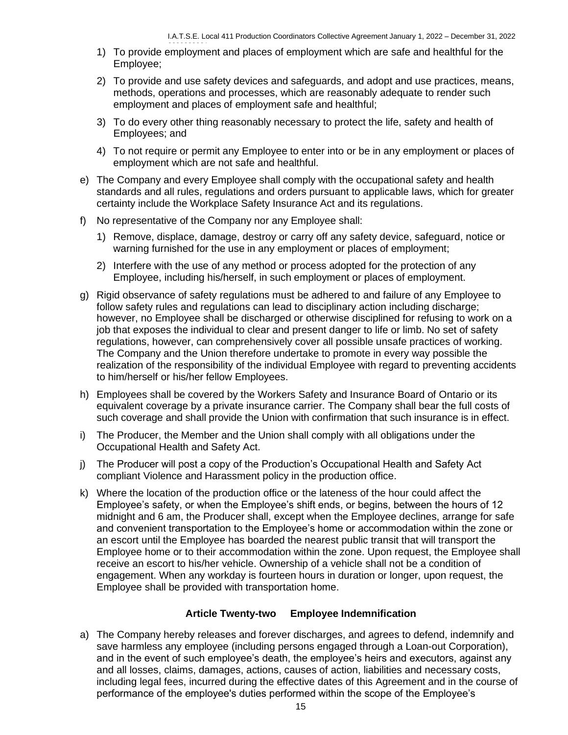1) To provide employment and places of employment which are safe and healthful for the Employee;

2) To provide and use safety devices and safeguards, and adopt and use practices, means, methods, operations and processes, which are reasonably adequate to render such employment and places of employment safe and healthful;

3) To do every other thing reasonably necessary to protect the life, safety and health of Employees; and

4) To not require or permit any Employee to enter into or be in any employment or places of employment which are not safe and healthful.

e) The Company and every Employee shall comply with the occupational safety and health standards and all rules, regulations and orders pursuant to applicable laws, which for greater certainty include the Workplace Safety Insurance Act and its regulations.

f) No representative of the Company nor any Employee shall:

1) Remove, displace, damage, destroy or carry off any safety device, safeguard, notice or warning furnished for the use in any employment or places of employment;

2) Interfere with the use of any method or process adopted for the protection of any Employee, including his/herself, in such employment or places of employment.

g) Rigid observance of safety regulations must be adhered to and failure of any Employee to follow safety rules and regulations can lead to disciplinary action including discharge; however, no Employee shall be discharged or otherwise disciplined for refusing to work on a job that exposes the individual to clear and present danger to life or limb. No set of safety regulations, however, can comprehensively cover all possible unsafe practices of working. The Company and the Union therefore undertake to promote in every way possible the realization of the responsibility of the individual Employee with regard to preventing accidents to him/herself or his/her fellow Employees.

h) Employees shall be covered by the Workers Safety and Insurance Board of Ontario or its equivalent coverage by a private insurance carrier. The Company shall bear the full costs of such coverage and shall provide the Union with confirmation that such insurance is in effect.

i) The Producer, the Member and the Union shall comply with all obligations under the Occupational Health and Safety Act.

j) The Producer will post a copy of the Production's Occupational Health and Safety Act compliant Violence and Harassment policy in the production office.

k) Where the location of the production office or the lateness of the hour could affect the Employee's safety, or when the Employee's shift ends, or begins, between the hours of 12 midnight and 6 am, the Producer shall, except when the Employee declines, arrange for safe and convenient transportation to the Employee's home or accommodation within the zone or an escort until the Employee has boarded the nearest public transit that will transport the Employee home or to their accommodation within the zone. Upon request, the Employee shall receive an escort to his/her vehicle. Ownership of a vehicle shall not be a condition of engagement. When any workday is fourteen hours in duration or longer, upon request, the Employee shall be provided with transportation home.

## Article Twenty-two Employee Indemnification

a) The Company hereby releases and forever discharges, and agrees to defend, indemnify and save harmless any employee (including persons engaged through a Loan-out Corporation), and in the event of such employee's death, the employee's heirs and executors, against any and all losses, claims, damages, actions, causes of action, liabilities and necessary costs, including legal fees, incurred during the effective dates of this Agreement and in the course of performance of the employee's duties performed within the scope of the Employee's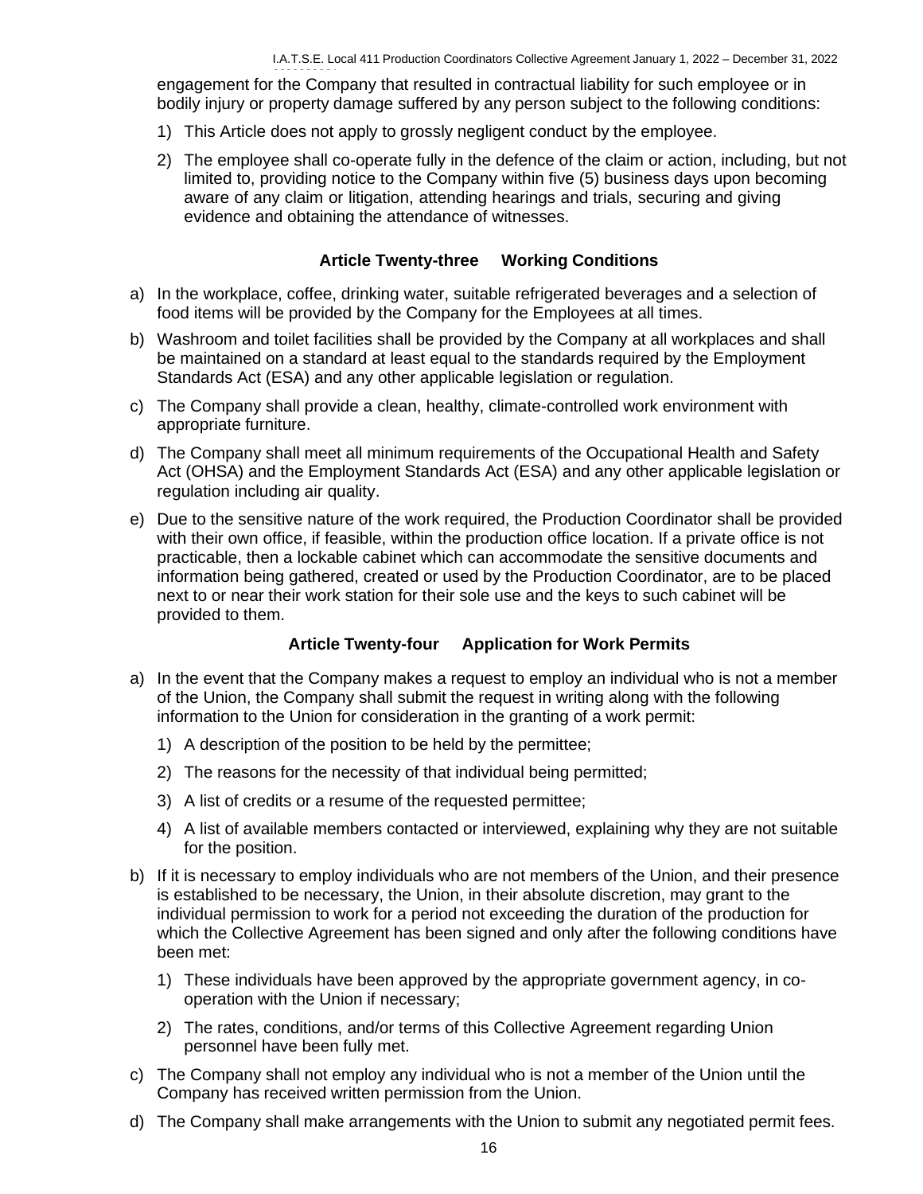engagement for the Company that resulted in contractual liability for such employee or in bodily injury or property damage suffered by any person subject to the following conditions:

1) This Article does not apply to grossly negligent conduct by the employee.
2) The employee shall co-operate fully in the defence of the claim or action, including, but not limited to, providing notice to the Company within five (5) business days upon becoming aware of any claim or litigation, attending hearings and trials, securing and giving evidence and obtaining the attendance of witnesses.

## Article Twenty-three Working Conditions

a) In the workplace, coffee, drinking water, suitable refrigerated beverages and a selection of food items will be provided by the Company for the Employees at all times.

b) Washroom and toilet facilities shall be provided by the Company at all workplaces and shall be maintained on a standard at least equal to the standards required by the Employment Standards Act (ESA) and any other applicable legislation or regulation.

c) The Company shall provide a clean, healthy, climate-controlled work environment with appropriate furniture.

d) The Company shall meet all minimum requirements of the Occupational Health and Safety Act (OHSA) and the Employment Standards Act (ESA) and any other applicable legislation or regulation including air quality.

e) Due to the sensitive nature of the work required, the Production Coordinator shall be provided with their own office, if feasible, within the production office location. If a private office is not practicable, then a lockable cabinet which can accommodate the sensitive documents and information being gathered, created or used by the Production Coordinator, are to be placed next to or near their work station for their sole use and the keys to such cabinet will be provided to them.

## Article Twenty-four Application for Work Permits

a) In the event that the Company makes a request to employ an individual who is not a member of the Union, the Company shall submit the request in writing along with the following information to the Union for consideration in the granting of a work permit:

1) A description of the position to be held by the permittee;
2) The reasons for the necessity of that individual being permitted;
3) A list of credits or a resume of the requested permittee;
4) A list of available members contacted or interviewed, explaining why they are not suitable for the position.

b) If it is necessary to employ individuals who are not members of the Union, and their presence is established to be necessary, the Union, in their absolute discretion, may grant to the individual permission to work for a period not exceeding the duration of the production for which the Collective Agreement has been signed and only after the following conditions have been met:

1) These individuals have been approved by the appropriate government agency, in co-operation with the Union if necessary;
2) The rates, conditions, and/or terms of this Collective Agreement regarding Union personnel have been fully met.

c) The Company shall not employ any individual who is not a member of the Union until the Company has received written permission from the Union.

d) The Company shall make arrangements with the Union to submit any negotiated permit fees.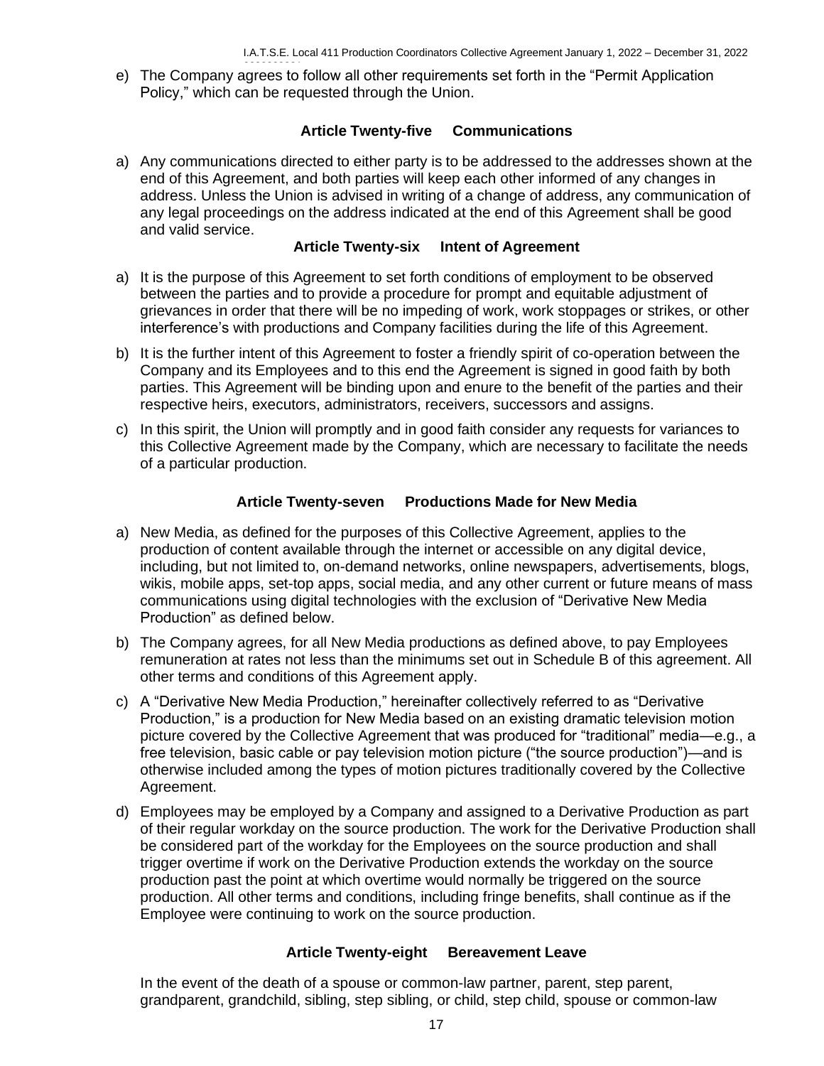e) The Company agrees to follow all other requirements set forth in the "Permit Application Policy," which can be requested through the Union.

## Article Twenty-five Communications

a) Any communications directed to either party is to be addressed to the addresses shown at the end of this Agreement, and both parties will keep each other informed of any changes in address. Unless the Union is advised in writing of a change of address, any communication of any legal proceedings on the address indicated at the end of this Agreement shall be good and valid service.

## Article Twenty-six Intent of Agreement

a) It is the purpose of this Agreement to set forth conditions of employment to be observed between the parties and to provide a procedure for prompt and equitable adjustment of grievances in order that there will be no impeding of work, work stoppages or strikes, or other interference's with productions and Company facilities during the life of this Agreement.

b) It is the further intent of this Agreement to foster a friendly spirit of co-operation between the Company and its Employees and to this end the Agreement is signed in good faith by both parties. This Agreement will be binding upon and enure to the benefit of the parties and their respective heirs, executors, administrators, receivers, successors and assigns.

c) In this spirit, the Union will promptly and in good faith consider any requests for variances to this Collective Agreement made by the Company, which are necessary to facilitate the needs of a particular production.

## Article Twenty-seven Productions Made for New Media

a) New Media, as defined for the purposes of this Collective Agreement, applies to the production of content available through the internet or accessible on any digital device, including, but not limited to, on-demand networks, online newspapers, advertisements, blogs, wikis, mobile apps, set-top apps, social media, and any other current or future means of mass communications using digital technologies with the exclusion of "Derivative New Media Production" as defined below.

b) The Company agrees, for all New Media productions as defined above, to pay Employees remuneration at rates not less than the minimums set out in Schedule B of this agreement. All other terms and conditions of this Agreement apply.

c) A "Derivative New Media Production," hereinafter collectively referred to as "Derivative Production," is a production for New Media based on an existing dramatic television motion picture covered by the Collective Agreement that was produced for "traditional" media—e.g., a free television, basic cable or pay television motion picture ("the source production")—and is otherwise included among the types of motion pictures traditionally covered by the Collective Agreement.

d) Employees may be employed by a Company and assigned to a Derivative Production as part of their regular workday on the source production. The work for the Derivative Production shall be considered part of the workday for the Employees on the source production and shall trigger overtime if work on the Derivative Production extends the workday on the source production past the point at which overtime would normally be triggered on the source production. All other terms and conditions, including fringe benefits, shall continue as if the Employee were continuing to work on the source production.

## Article Twenty-eight Bereavement Leave

In the event of the death of a spouse or common-law partner, parent, step parent, grandparent, grandchild, sibling, step sibling, or child, step child, spouse or common-law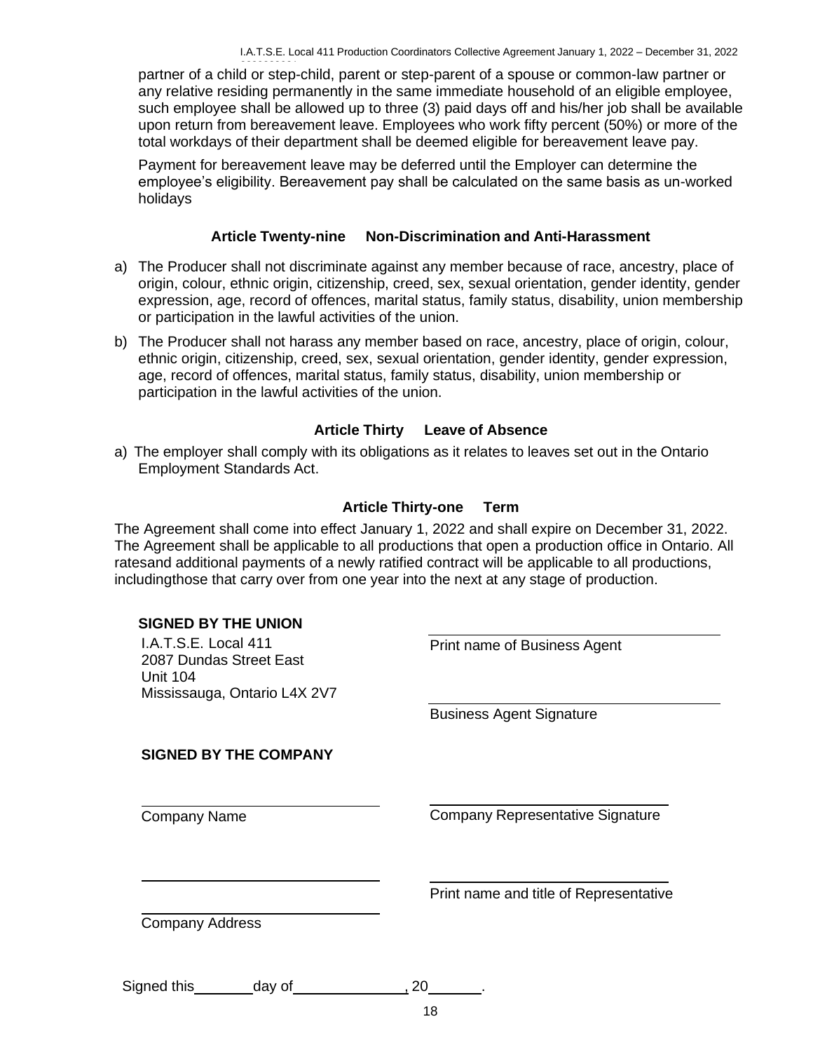partner of a child or step-child, parent or step-parent of a spouse or common-law partner or any relative residing permanently in the same immediate household of an eligible employee, such employee shall be allowed up to three (3) paid days off and his/her job shall be available upon return from bereavement leave. Employees who work fifty percent (50%) or more of the total workdays of their department shall be deemed eligible for bereavement leave pay.

Payment for bereavement leave may be deferred until the Employer can determine the employee's eligibility. Bereavement pay shall be calculated on the same basis as un-worked holidays

### Article Twenty-nine Non-Discrimination and Anti-Harassment

a) The Producer shall not discriminate against any member because of race, ancestry, place of origin, colour, ethnic origin, citizenship, creed, sex, sexual orientation, gender identity, gender expression, age, record of offences, marital status, family status, disability, union membership or participation in the lawful activities of the union.

b) The Producer shall not harass any member based on race, ancestry, place of origin, colour, ethnic origin, citizenship, creed, sex, sexual orientation, gender identity, gender expression, age, record of offences, marital status, family status, disability, union membership or participation in the lawful activities of the union.

### Article Thirty Leave of Absence

a) The employer shall comply with its obligations as it relates to leaves set out in the Ontario Employment Standards Act.

### Article Thirty-one Term

The Agreement shall come into effect January 1, 2022 and shall expire on December 31, 2022. The Agreement shall be applicable to all productions that open a production office in Ontario. All ratesand additional payments of a newly ratified contract will be applicable to all productions, includingthose that carry over from one year into the next at any stage of production.

**SIGNED BY THE UNION**

I.A.T.S.E. Local 411
2087 Dundas Street East
Unit 104
Mississauga, Ontario L4X 2V7

\_\_\_\_\_\_\_\_\_\_\_\_\_\_\_\_\_\_\_\_\_\_\_\_\_\_\_\_
Print name of Business Agent

\_\_\_\_\_\_\_\_\_\_\_\_\_\_\_\_\_\_\_\_\_\_\_\_\_\_\_\_
Business Agent Signature

**SIGNED BY THE COMPANY**

\_\_\_\_\_\_\_\_\_\_\_\_\_\_\_\_\_\_\_\_\_\_\_\_\_\_\_\_
Company Name

\_\_\_\_\_\_\_\_\_\_\_\_\_\_\_\_\_\_\_\_\_\_\_\_\_\_\_\_
Company Representative Signature

\_\_\_\_\_\_\_\_\_\_\_\_\_\_\_\_\_\_\_\_\_\_\_\_\_\_\_\_
Print name and title of Representative

\_\_\_\_\_\_\_\_\_\_\_\_\_\_\_\_\_\_\_\_\_\_\_\_\_\_\_\_

\_\_\_\_\_\_\_\_\_\_\_\_\_\_\_\_\_\_\_\_\_\_\_\_\_\_\_\_
Company Address

Signed this\_\_\_\_\_\_\_day of\_\_\_\_\_\_\_\_\_\_\_\_\_, 20\_\_\_\_\_\_.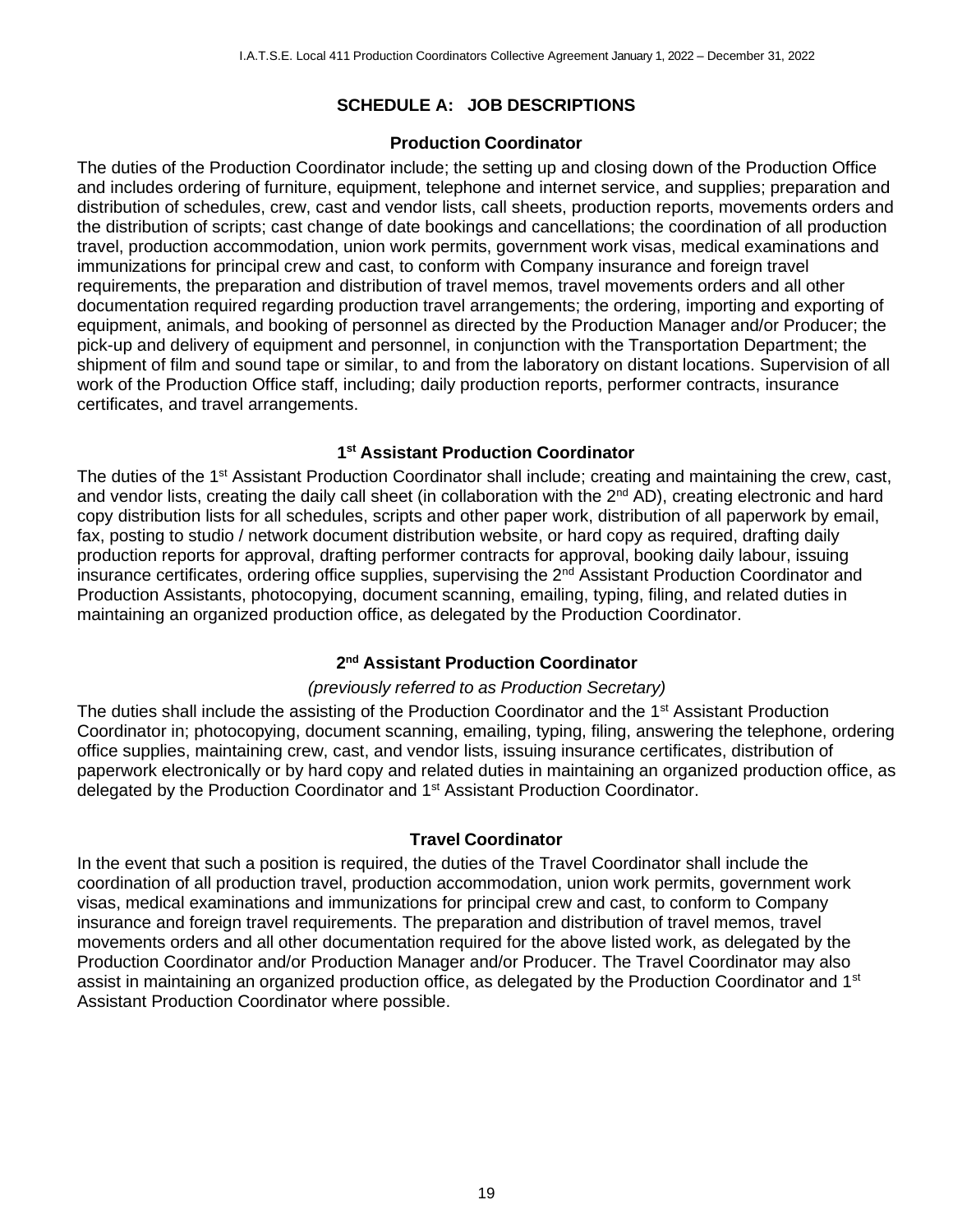# SCHEDULE A: JOB DESCRIPTIONS

## Production Coordinator

The duties of the Production Coordinator include; the setting up and closing down of the Production Office and includes ordering of furniture, equipment, telephone and internet service, and supplies; preparation and distribution of schedules, crew, cast and vendor lists, call sheets, production reports, movements orders and the distribution of scripts; cast change of date bookings and cancellations; the coordination of all production travel, production accommodation, union work permits, government work visas, medical examinations and immunizations for principal crew and cast, to conform with Company insurance and foreign travel requirements, the preparation and distribution of travel memos, travel movements orders and all other documentation required regarding production travel arrangements; the ordering, importing and exporting of equipment, animals, and booking of personnel as directed by the Production Manager and/or Producer; the pick-up and delivery of equipment and personnel, in conjunction with the Transportation Department; the shipment of film and sound tape or similar, to and from the laboratory on distant locations. Supervision of all work of the Production Office staff, including; daily production reports, performer contracts, insurance certificates, and travel arrangements.

## 1st Assistant Production Coordinator

The duties of the 1st Assistant Production Coordinator shall include; creating and maintaining the crew, cast, and vendor lists, creating the daily call sheet (in collaboration with the 2nd AD), creating electronic and hard copy distribution lists for all schedules, scripts and other paper work, distribution of all paperwork by email, fax, posting to studio / network document distribution website, or hard copy as required, drafting daily production reports for approval, drafting performer contracts for approval, booking daily labour, issuing insurance certificates, ordering office supplies, supervising the 2nd Assistant Production Coordinator and Production Assistants, photocopying, document scanning, emailing, typing, filing, and related duties in maintaining an organized production office, as delegated by the Production Coordinator.

## 2nd Assistant Production Coordinator

*(previously referred to as Production Secretary)*

The duties shall include the assisting of the Production Coordinator and the 1st Assistant Production Coordinator in; photocopying, document scanning, emailing, typing, filing, answering the telephone, ordering office supplies, maintaining crew, cast, and vendor lists, issuing insurance certificates, distribution of paperwork electronically or by hard copy and related duties in maintaining an organized production office, as delegated by the Production Coordinator and 1st Assistant Production Coordinator.

## Travel Coordinator

In the event that such a position is required, the duties of the Travel Coordinator shall include the coordination of all production travel, production accommodation, union work permits, government work visas, medical examinations and immunizations for principal crew and cast, to conform to Company insurance and foreign travel requirements. The preparation and distribution of travel memos, travel movements orders and all other documentation required for the above listed work, as delegated by the Production Coordinator and/or Production Manager and/or Producer. The Travel Coordinator may also assist in maintaining an organized production office, as delegated by the Production Coordinator and 1st Assistant Production Coordinator where possible.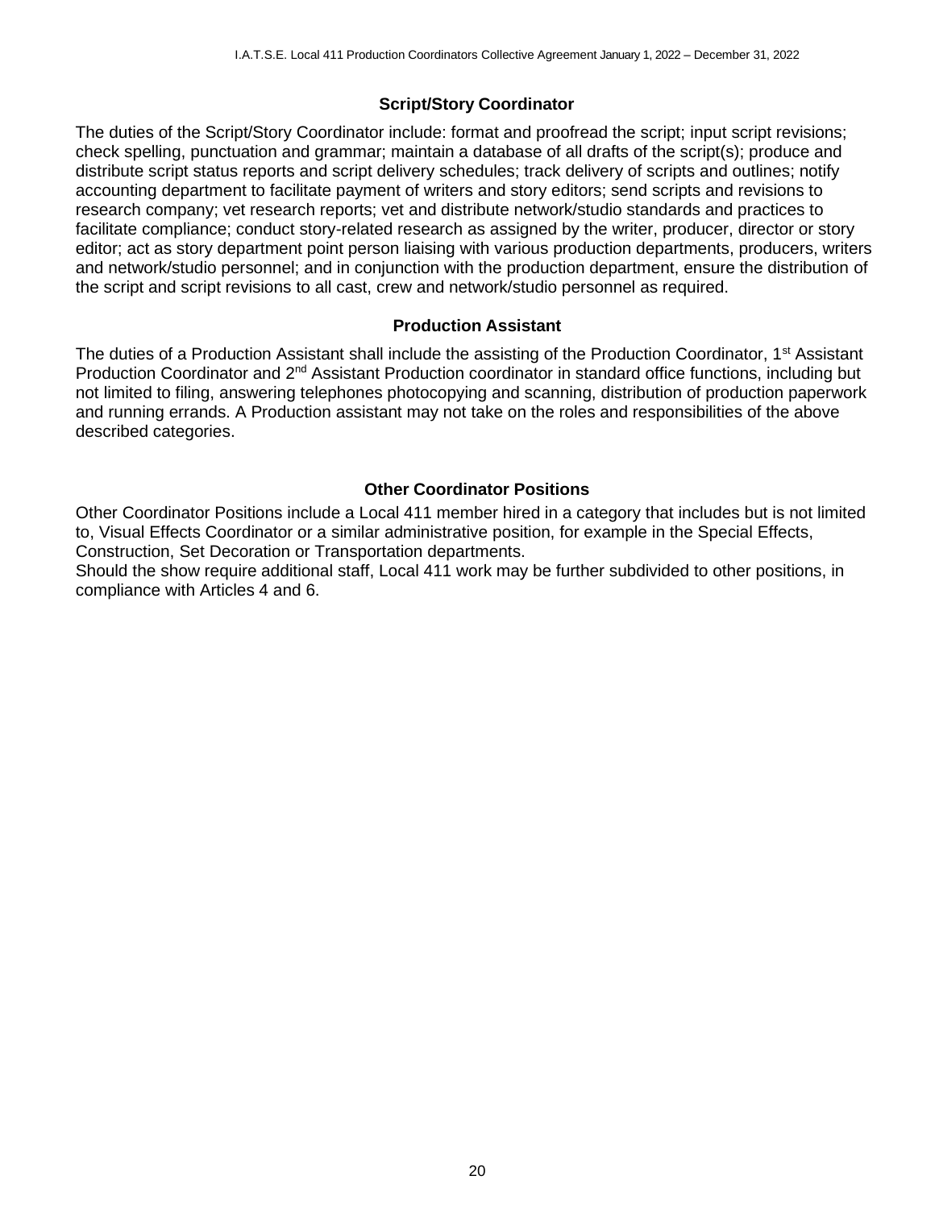### Script/Story Coordinator

The duties of the Script/Story Coordinator include: format and proofread the script; input script revisions; check spelling, punctuation and grammar; maintain a database of all drafts of the script(s); produce and distribute script status reports and script delivery schedules; track delivery of scripts and outlines; notify accounting department to facilitate payment of writers and story editors; send scripts and revisions to research company; vet research reports; vet and distribute network/studio standards and practices to facilitate compliance; conduct story-related research as assigned by the writer, producer, director or story editor; act as story department point person liaising with various production departments, producers, writers and network/studio personnel; and in conjunction with the production department, ensure the distribution of the script and script revisions to all cast, crew and network/studio personnel as required.

### Production Assistant

The duties of a Production Assistant shall include the assisting of the Production Coordinator, 1st Assistant Production Coordinator and 2nd Assistant Production coordinator in standard office functions, including but not limited to filing, answering telephones photocopying and scanning, distribution of production paperwork and running errands. A Production assistant may not take on the roles and responsibilities of the above described categories.

### Other Coordinator Positions

Other Coordinator Positions include a Local 411 member hired in a category that includes but is not limited to, Visual Effects Coordinator or a similar administrative position, for example in the Special Effects, Construction, Set Decoration or Transportation departments.

Should the show require additional staff, Local 411 work may be further subdivided to other positions, in compliance with Articles 4 and 6.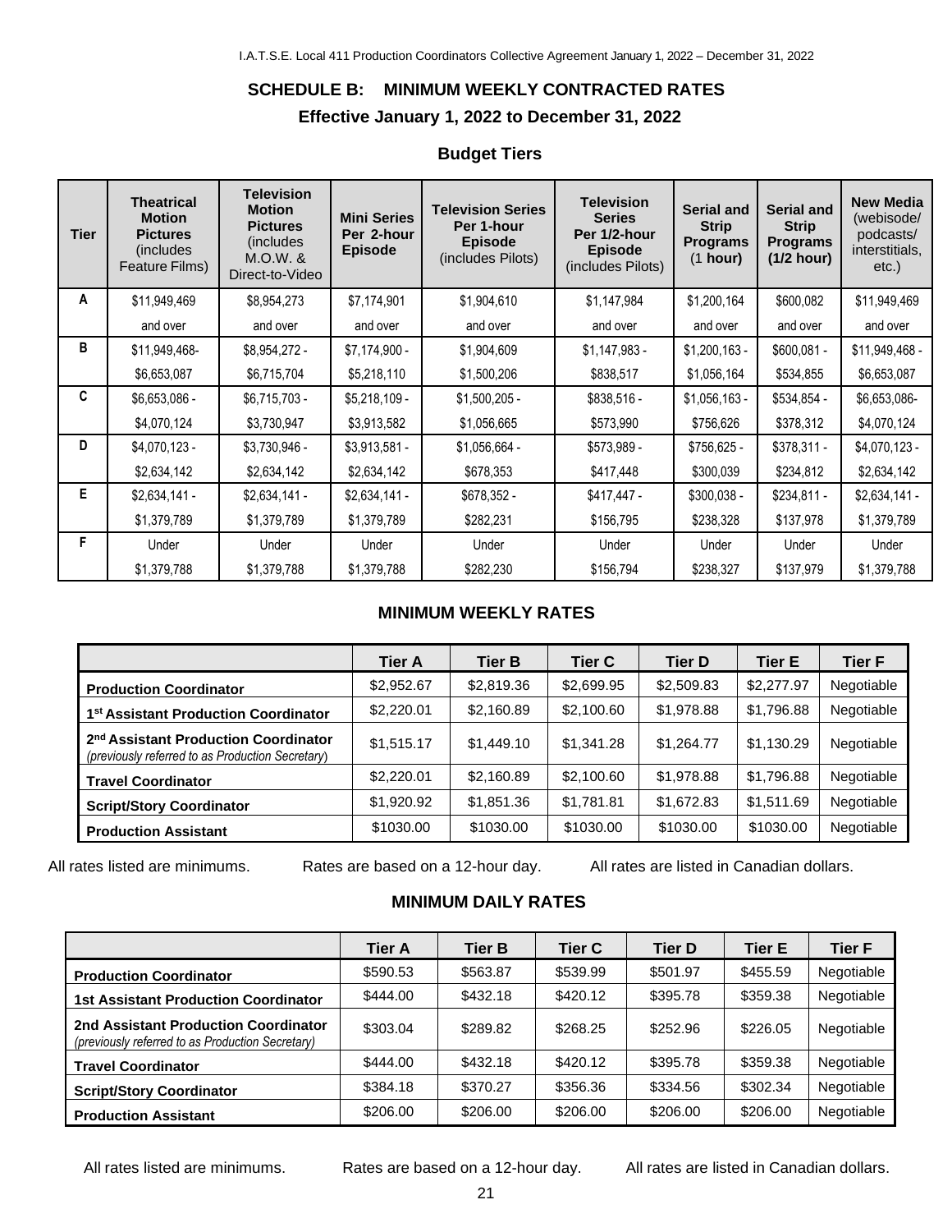## SCHEDULE B: MINIMUM WEEKLY CONTRACTED RATES

### Effective January 1, 2022 to December 31, 2022

### Budget Tiers

| Tier | Theatrical Motion Pictures (includes Feature Films) | Television Motion Pictures (includes M.O.W. & Direct-to-Video | Mini Series Per 2-hour Episode | Television Series Per 1-hour Episode (includes Pilots) | Television Series Per 1/2-hour Episode (includes Pilots) | Serial and Strip Programs (1 hour) | Serial and Strip Programs (1/2 hour) | New Media (webisode/ podcasts/ interstitials, etc.) |
|---|---|---|---|---|---|---|---|---|
| A | $11,949,469 and over | $8,954,273 and over | $7,174,901 and over | $1,904,610 and over | $1,147,984 and over | $1,200,164 and over | $600,082 and over | $11,949,469 and over |
| B | $11,949,468- $6,653,087 | $8,954,272 - $6,715,704 | $7,174,900 - $5,218,110 | $1,904,609 $1,500,206 | $1,147,983 - $838,517 | $1,200,163 - $1,056,164 | $600,081 - $534,855 | $11,949,468 - $6,653,087 |
| C | $6,653,086 - $4,070,124 | $6,715,703 - $3,730,947 | $5,218,109 - $3,913,582 | $1,500,205 - $1,056,665 | $838,516 - $573,990 | $1,056,163 - $756,626 | $534,854 - $378,312 | $6,653,086- $4,070,124 |
| D | $4,070,123 - $2,634,142 | $3,730,946 - $2,634,142 | $3,913,581 - $2,634,142 | $1,056,664 - $678,353 | $573,989 - $417,448 | $756,625 - $300,039 | $378,311 - $234,812 | $4,070,123 - $2,634,142 |
| E | $2,634,141 - $1,379,789 | $2,634,141 - $1,379,789 | $2,634,141 - $1,379,789 | $678,352 - $282,231 | $417,447 - $156,795 | $300,038 - $238,328 | $234,811 - $137,978 | $2,634,141 - $1,379,789 |
| F | Under $1,379,788 | Under $1,379,788 | Under $1,379,788 | Under $282,230 | Under $156,794 | Under $238,327 | Under $137,979 | Under $1,379,788 |

### MINIMUM WEEKLY RATES

| | Tier A | Tier B | Tier C | Tier D | Tier E | Tier F |
|---|---|---|---|---|---|---|
| **Production Coordinator** | $2,952.67 | $2,819.36 | $2,699.95 | $2,509.83 | $2,277.97 | Negotiable |
| **1st Assistant Production Coordinator** | $2,220.01 | $2,160.89 | $2,100.60 | $1,978.88 | $1,796.88 | Negotiable |
| **2nd Assistant Production Coordinator** *(previously referred to as Production Secretary)* | $1,515.17 | $1,449.10 | $1,341.28 | $1,264.77 | $1,130.29 | Negotiable |
| **Travel Coordinator** | $2,220.01 | $2,160.89 | $2,100.60 | $1,978.88 | $1,796.88 | Negotiable |
| **Script/Story Coordinator** | $1,920.92 | $1,851.36 | $1,781.81 | $1,672.83 | $1,511.69 | Negotiable |
| **Production Assistant** | $1030.00 | $1030.00 | $1030.00 | $1030.00 | $1030.00 | Negotiable |

All rates listed are minimums. Rates are based on a 12-hour day. All rates are listed in Canadian dollars.

### MINIMUM DAILY RATES

| | Tier A | Tier B | Tier C | Tier D | Tier E | Tier F |
|---|---|---|---|---|---|---|
| **Production Coordinator** | $590.53 | $563.87 | $539.99 | $501.97 | $455.59 | Negotiable |
| **1st Assistant Production Coordinator** | $444.00 | $432.18 | $420.12 | $395.78 | $359.38 | Negotiable |
| **2nd Assistant Production Coordinator** *(previously referred to as Production Secretary)* | $303.04 | $289.82 | $268.25 | $252.96 | $226.05 | Negotiable |
| **Travel Coordinator** | $444.00 | $432.18 | $420.12 | $395.78 | $359.38 | Negotiable |
| **Script/Story Coordinator** | $384.18 | $370.27 | $356.36 | $334.56 | $302.34 | Negotiable |
| **Production Assistant** | $206.00 | $206.00 | $206.00 | $206.00 | $206.00 | Negotiable |

All rates listed are minimums. Rates are based on a 12-hour day. All rates are listed in Canadian dollars.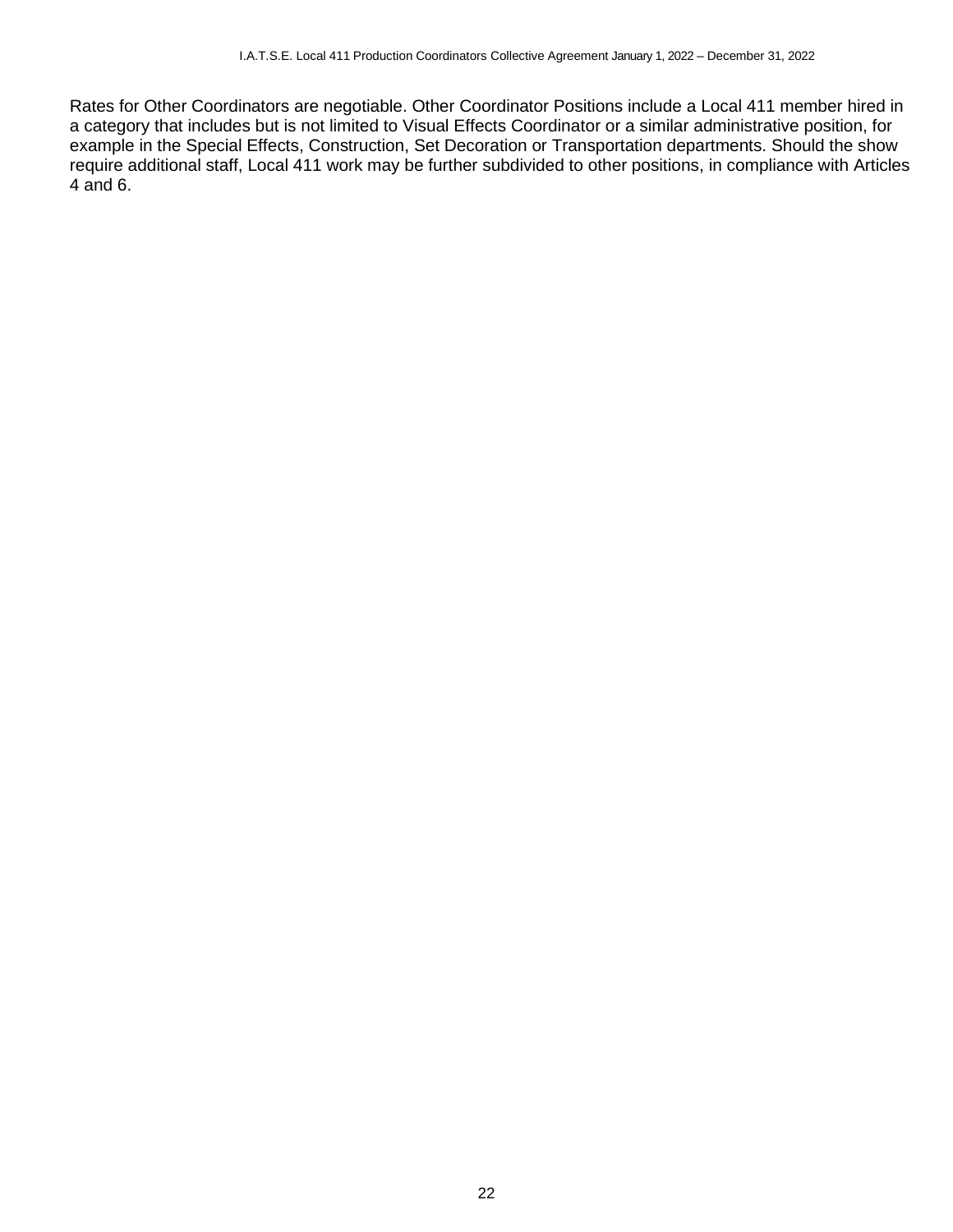Rates for Other Coordinators are negotiable. Other Coordinator Positions include a Local 411 member hired in a category that includes but is not limited to Visual Effects Coordinator or a similar administrative position, for example in the Special Effects, Construction, Set Decoration or Transportation departments. Should the show require additional staff, Local 411 work may be further subdivided to other positions, in compliance with Articles 4 and 6.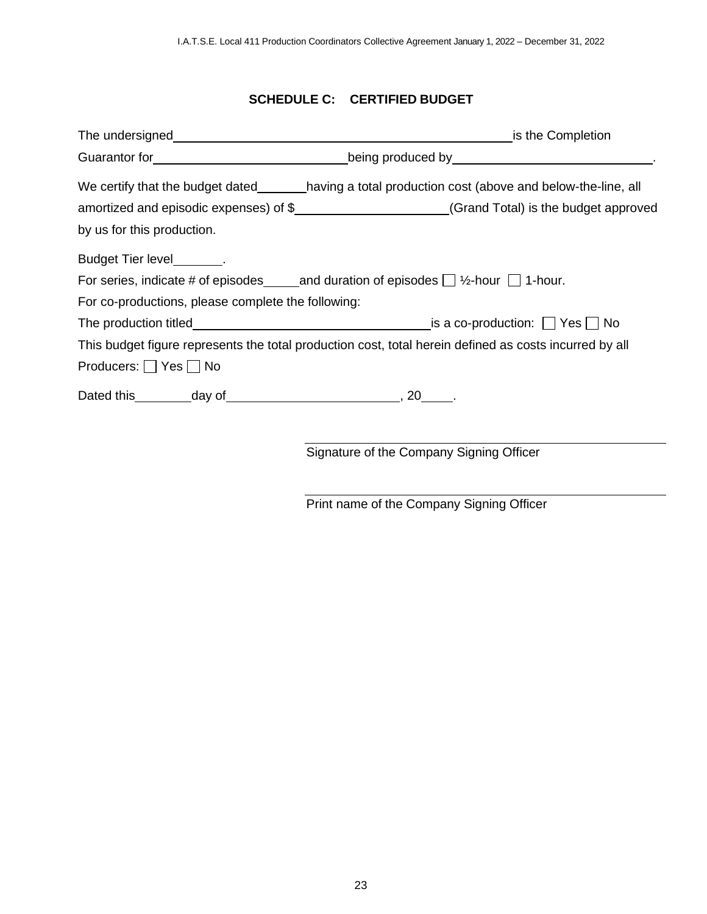## SCHEDULE C: CERTIFIED BUDGET

The undersigned ______________________________________________ is the Completion Guarantor for ___________________________ being produced by ____________________________.

We certify that the budget dated _______ having a total production cost (above and below-the-line, all amortized and episodic expenses) of $ ______________________ (Grand Total) is the budget approved by us for this production.

Budget Tier level _______.

For series, indicate # of episodes _____ and duration of episodes ☐ ½-hour ☐ 1-hour.

For co-productions, please complete the following:

The production titled _________________________________ is a co-production: ☐ Yes ☐ No

This budget figure represents the total production cost, total herein defined as costs incurred by all Producers: ☐ Yes ☐ No

Dated this ________ day of ________________________, 20____.

______________________________________________
Signature of the Company Signing Officer

______________________________________________
Print name of the Company Signing Officer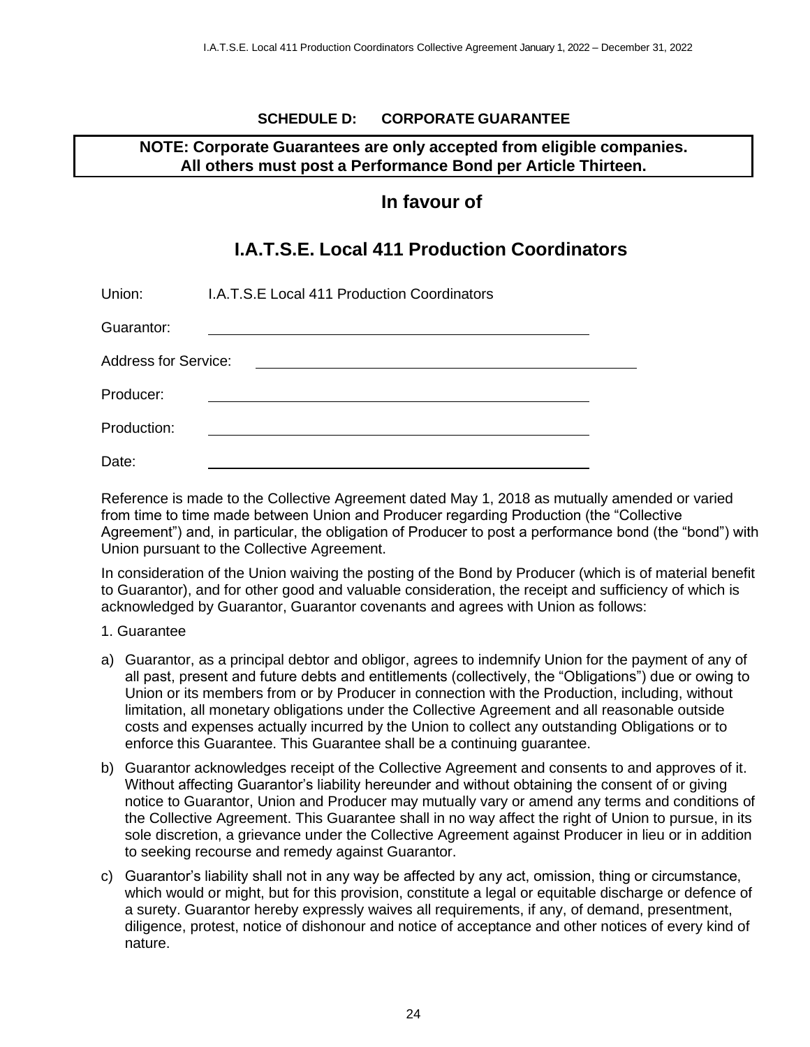## SCHEDULE D: CORPORATE GUARANTEE

**NOTE: Corporate Guarantees are only accepted from eligible companies. All others must post a Performance Bond per Article Thirteen.**

## In favour of

## I.A.T.S.E. Local 411 Production Coordinators

Union: I.A.T.S.E Local 411 Production Coordinators

Guarantor: ______________________________

Address for Service: ______________________________

Producer: ______________________________

Production: ______________________________

Date: ______________________________

Reference is made to the Collective Agreement dated May 1, 2018 as mutually amended or varied from time to time made between Union and Producer regarding Production (the "Collective Agreement") and, in particular, the obligation of Producer to post a performance bond (the "bond") with Union pursuant to the Collective Agreement.

In consideration of the Union waiving the posting of the Bond by Producer (which is of material benefit to Guarantor), and for other good and valuable consideration, the receipt and sufficiency of which is acknowledged by Guarantor, Guarantor covenants and agrees with Union as follows:

1. Guarantee

a) Guarantor, as a principal debtor and obligor, agrees to indemnify Union for the payment of any of all past, present and future debts and entitlements (collectively, the "Obligations") due or owing to Union or its members from or by Producer in connection with the Production, including, without limitation, all monetary obligations under the Collective Agreement and all reasonable outside costs and expenses actually incurred by the Union to collect any outstanding Obligations or to enforce this Guarantee. This Guarantee shall be a continuing guarantee.

b) Guarantor acknowledges receipt of the Collective Agreement and consents to and approves of it. Without affecting Guarantor's liability hereunder and without obtaining the consent of or giving notice to Guarantor, Union and Producer may mutually vary or amend any terms and conditions of the Collective Agreement. This Guarantee shall in no way affect the right of Union to pursue, in its sole discretion, a grievance under the Collective Agreement against Producer in lieu or in addition to seeking recourse and remedy against Guarantor.

c) Guarantor's liability shall not in any way be affected by any act, omission, thing or circumstance, which would or might, but for this provision, constitute a legal or equitable discharge or defence of a surety. Guarantor hereby expressly waives all requirements, if any, of demand, presentment, diligence, protest, notice of dishonour and notice of acceptance and other notices of every kind of nature.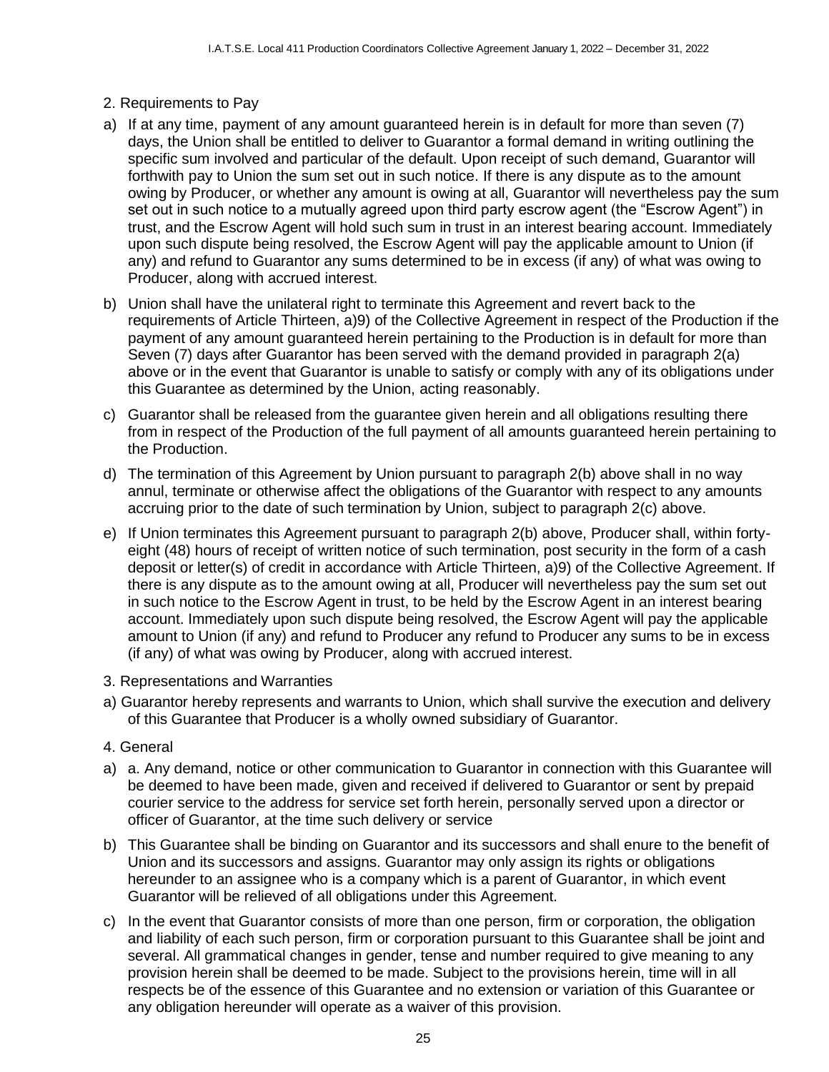2. Requirements to Pay

a) If at any time, payment of any amount guaranteed herein is in default for more than seven (7) days, the Union shall be entitled to deliver to Guarantor a formal demand in writing outlining the specific sum involved and particular of the default. Upon receipt of such demand, Guarantor will forthwith pay to Union the sum set out in such notice. If there is any dispute as to the amount owing by Producer, or whether any amount is owing at all, Guarantor will nevertheless pay the sum set out in such notice to a mutually agreed upon third party escrow agent (the "Escrow Agent") in trust, and the Escrow Agent will hold such sum in trust in an interest bearing account. Immediately upon such dispute being resolved, the Escrow Agent will pay the applicable amount to Union (if any) and refund to Guarantor any sums determined to be in excess (if any) of what was owing to Producer, along with accrued interest.

b) Union shall have the unilateral right to terminate this Agreement and revert back to the requirements of Article Thirteen, a)9) of the Collective Agreement in respect of the Production if the payment of any amount guaranteed herein pertaining to the Production is in default for more than Seven (7) days after Guarantor has been served with the demand provided in paragraph 2(a) above or in the event that Guarantor is unable to satisfy or comply with any of its obligations under this Guarantee as determined by the Union, acting reasonably.

c) Guarantor shall be released from the guarantee given herein and all obligations resulting there from in respect of the Production of the full payment of all amounts guaranteed herein pertaining to the Production.

d) The termination of this Agreement by Union pursuant to paragraph 2(b) above shall in no way annul, terminate or otherwise affect the obligations of the Guarantor with respect to any amounts accruing prior to the date of such termination by Union, subject to paragraph 2(c) above.

e) If Union terminates this Agreement pursuant to paragraph 2(b) above, Producer shall, within forty-eight (48) hours of receipt of written notice of such termination, post security in the form of a cash deposit or letter(s) of credit in accordance with Article Thirteen, a)9) of the Collective Agreement. If there is any dispute as to the amount owing at all, Producer will nevertheless pay the sum set out in such notice to the Escrow Agent in trust, to be held by the Escrow Agent in an interest bearing account. Immediately upon such dispute being resolved, the Escrow Agent will pay the applicable amount to Union (if any) and refund to Producer any refund to Producer any sums to be in excess (if any) of what was owing by Producer, along with accrued interest.

3. Representations and Warranties

a) Guarantor hereby represents and warrants to Union, which shall survive the execution and delivery of this Guarantee that Producer is a wholly owned subsidiary of Guarantor.

4. General

a) a. Any demand, notice or other communication to Guarantor in connection with this Guarantee will be deemed to have been made, given and received if delivered to Guarantor or sent by prepaid courier service to the address for service set forth herein, personally served upon a director or officer of Guarantor, at the time such delivery or service

b) This Guarantee shall be binding on Guarantor and its successors and shall enure to the benefit of Union and its successors and assigns. Guarantor may only assign its rights or obligations hereunder to an assignee who is a company which is a parent of Guarantor, in which event Guarantor will be relieved of all obligations under this Agreement.

c) In the event that Guarantor consists of more than one person, firm or corporation, the obligation and liability of each such person, firm or corporation pursuant to this Guarantee shall be joint and several. All grammatical changes in gender, tense and number required to give meaning to any provision herein shall be deemed to be made. Subject to the provisions herein, time will in all respects be of the essence of this Guarantee and no extension or variation of this Guarantee or any obligation hereunder will operate as a waiver of this provision.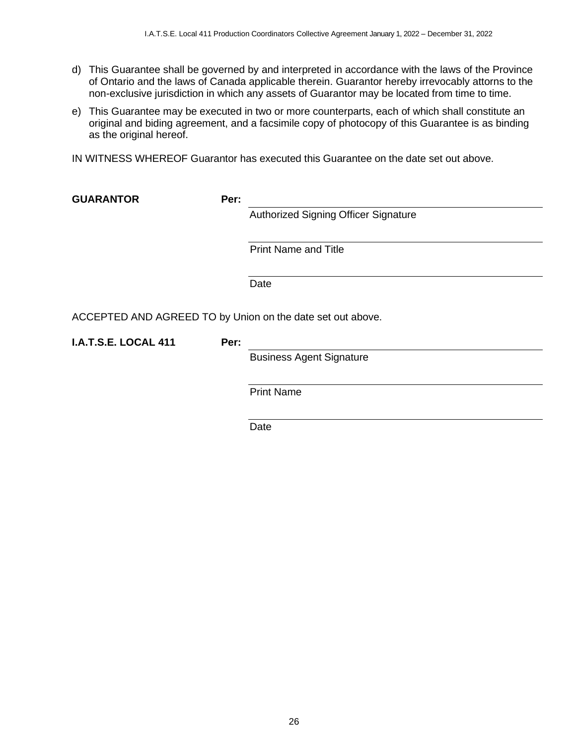d) This Guarantee shall be governed by and interpreted in accordance with the laws of the Province of Ontario and the laws of Canada applicable therein. Guarantor hereby irrevocably attorns to the non-exclusive jurisdiction in which any assets of Guarantor may be located from time to time.

e) This Guarantee may be executed in two or more counterparts, each of which shall constitute an original and biding agreement, and a facsimile copy of photocopy of this Guarantee is as binding as the original hereof.

IN WITNESS WHEREOF Guarantor has executed this Guarantee on the date set out above.

**GUARANTOR** **Per:** ______________________________

Authorized Signing Officer Signature

______________________________

Print Name and Title

______________________________

Date

ACCEPTED AND AGREED TO by Union on the date set out above.

**I.A.T.S.E. LOCAL 411** **Per:** ______________________________

Business Agent Signature

______________________________

Print Name

______________________________

Date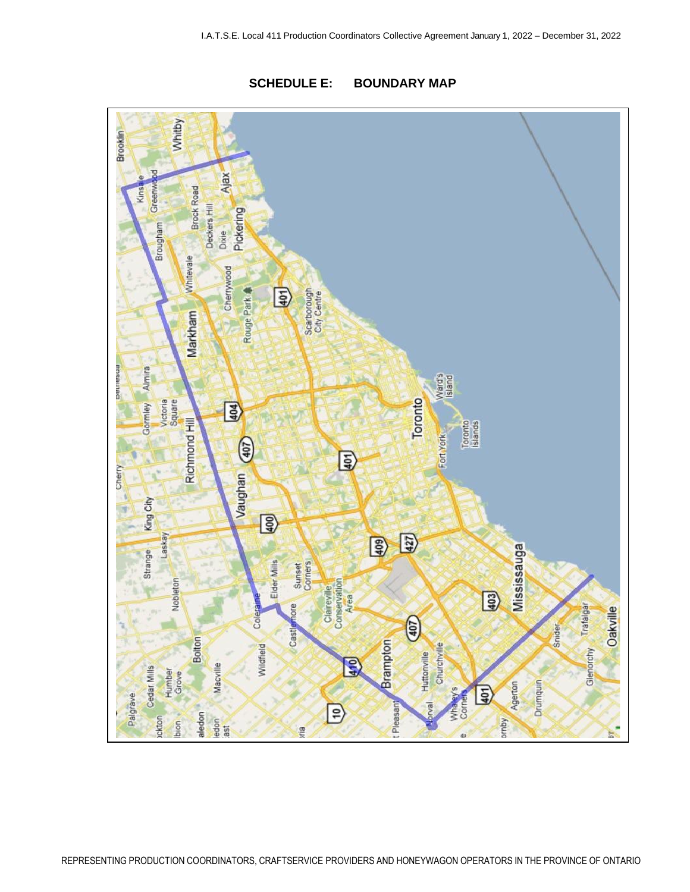## SCHEDULE E: BOUNDARY MAP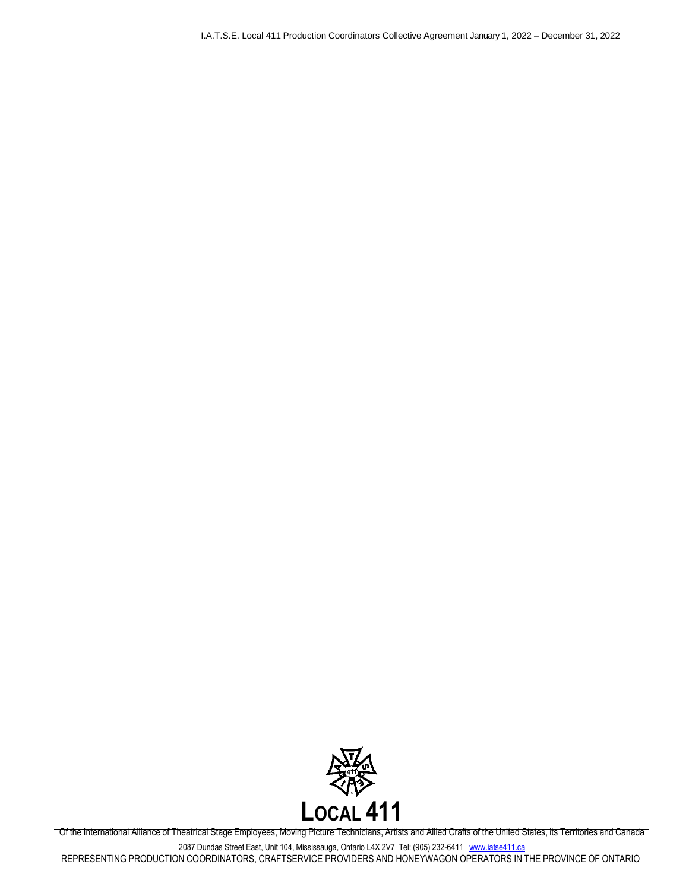**LOCAL 411**

Of the International Alliance of Theatrical Stage Employees, Moving Picture Technicians, Artists and Allied Crafts of the United States, its Territories and Canada

2087 Dundas Street East, Unit 104, Mississauga, Ontario L4X 2V7 Tel: (905) 232-6411 www.iatse411.ca

REPRESENTING PRODUCTION COORDINATORS, CRAFTSERVICE PROVIDERS AND HONEYWAGON OPERATORS IN THE PROVINCE OF ONTARIO